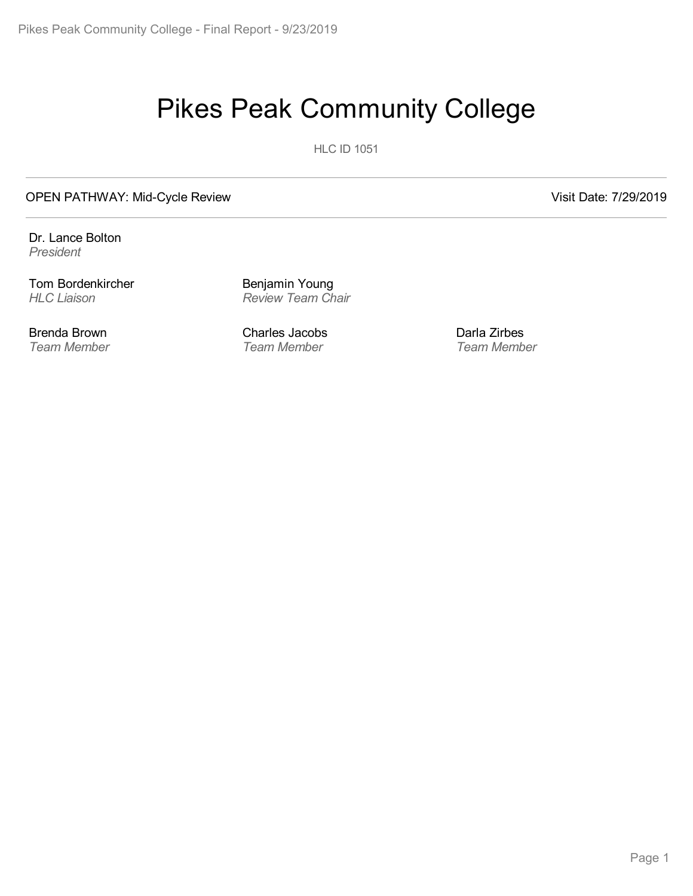# Pikes Peak Community College

HLC ID 1051

OPEN PATHWAY: Mid-Cycle Review

Visit Date: 7/29/2019

Dr. Lance Bolton
*President*

Tom Bordenkircher
*HLC Liaison*

Benjamin Young
*Review Team Chair*

Brenda Brown
*Team Member*

Charles Jacobs
*Team Member*

Darla Zirbes
*Team Member*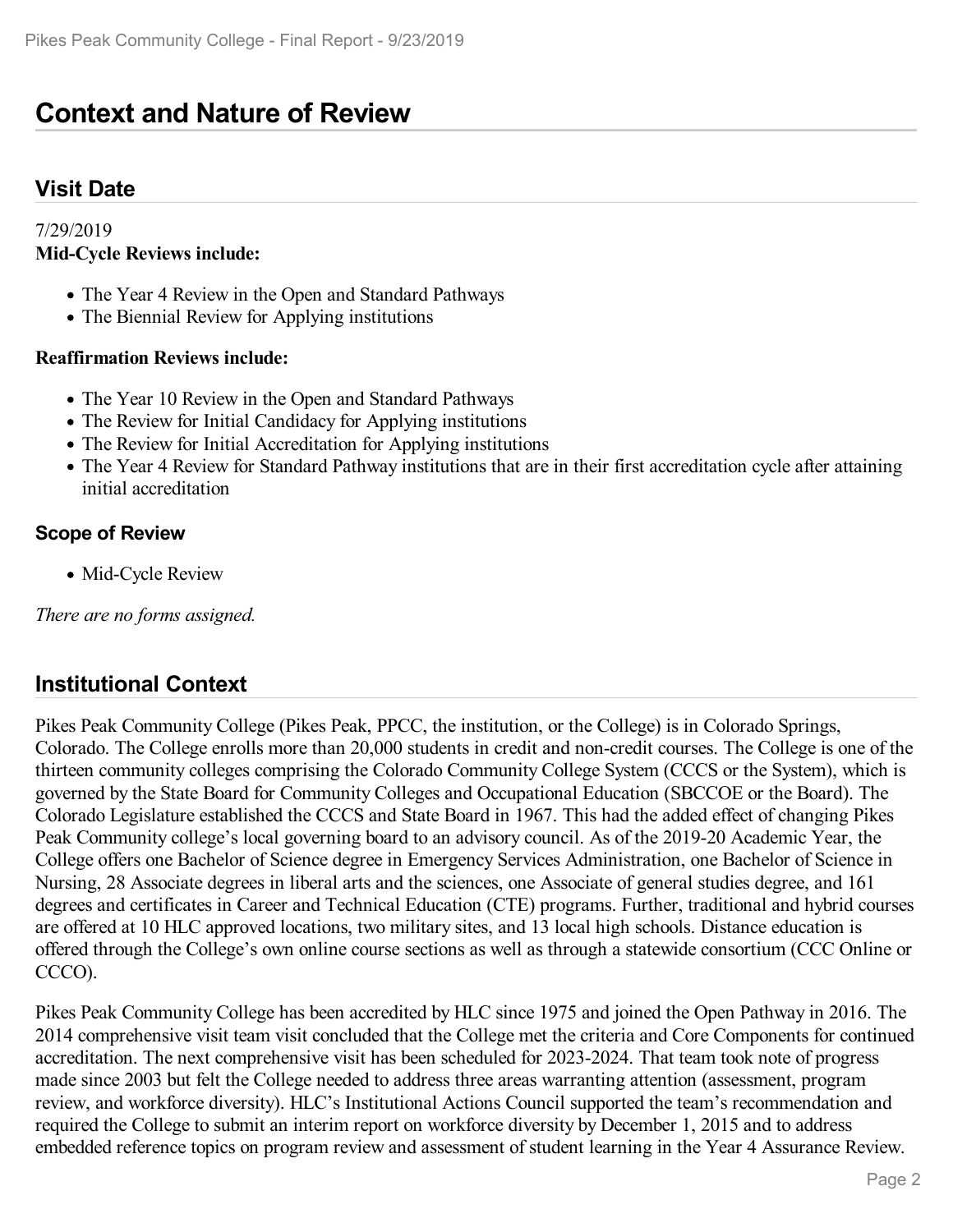# Context and Nature of Review

## Visit Date

7/29/2019

**Mid-Cycle Reviews include:**

- The Year 4 Review in the Open and Standard Pathways
- The Biennial Review for Applying institutions

**Reaffirmation Reviews include:**

- The Year 10 Review in the Open and Standard Pathways
- The Review for Initial Candidacy for Applying institutions
- The Review for Initial Accreditation for Applying institutions
- The Year 4 Review for Standard Pathway institutions that are in their first accreditation cycle after attaining initial accreditation

### Scope of Review

- Mid-Cycle Review

*There are no forms assigned.*

## Institutional Context

Pikes Peak Community College (Pikes Peak, PPCC, the institution, or the College) is in Colorado Springs, Colorado. The College enrolls more than 20,000 students in credit and non-credit courses. The College is one of the thirteen community colleges comprising the Colorado Community College System (CCCS or the System), which is governed by the State Board for Community Colleges and Occupational Education (SBCCOE or the Board). The Colorado Legislature established the CCCS and State Board in 1967. This had the added effect of changing Pikes Peak Community college's local governing board to an advisory council. As of the 2019-20 Academic Year, the College offers one Bachelor of Science degree in Emergency Services Administration, one Bachelor of Science in Nursing, 28 Associate degrees in liberal arts and the sciences, one Associate of general studies degree, and 161 degrees and certificates in Career and Technical Education (CTE) programs. Further, traditional and hybrid courses are offered at 10 HLC approved locations, two military sites, and 13 local high schools. Distance education is offered through the College's own online course sections as well as through a statewide consortium (CCC Online or CCCO).

Pikes Peak Community College has been accredited by HLC since 1975 and joined the Open Pathway in 2016. The 2014 comprehensive visit team visit concluded that the College met the criteria and Core Components for continued accreditation. The next comprehensive visit has been scheduled for 2023-2024. That team took note of progress made since 2003 but felt the College needed to address three areas warranting attention (assessment, program review, and workforce diversity). HLC's Institutional Actions Council supported the team's recommendation and required the College to submit an interim report on workforce diversity by December 1, 2015 and to address embedded reference topics on program review and assessment of student learning in the Year 4 Assurance Review.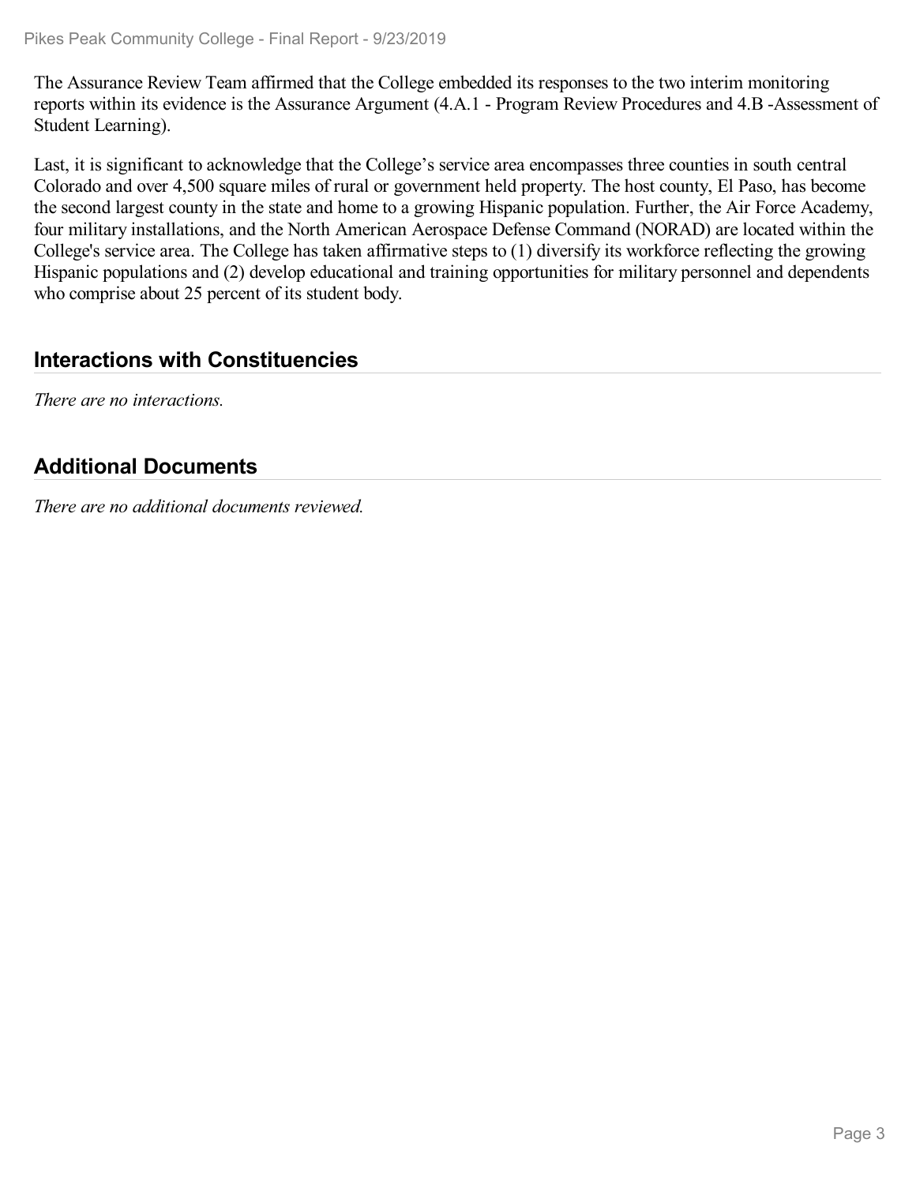The Assurance Review Team affirmed that the College embedded its responses to the two interim monitoring reports within its evidence is the Assurance Argument (4.A.1 - Program Review Procedures and 4.B -Assessment of Student Learning).

Last, it is significant to acknowledge that the College's service area encompasses three counties in south central Colorado and over 4,500 square miles of rural or government held property. The host county, El Paso, has become the second largest county in the state and home to a growing Hispanic population. Further, the Air Force Academy, four military installations, and the North American Aerospace Defense Command (NORAD) are located within the College's service area. The College has taken affirmative steps to (1) diversify its workforce reflecting the growing Hispanic populations and (2) develop educational and training opportunities for military personnel and dependents who comprise about 25 percent of its student body.

## Interactions with Constituencies

*There are no interactions.*

## Additional Documents

*There are no additional documents reviewed.*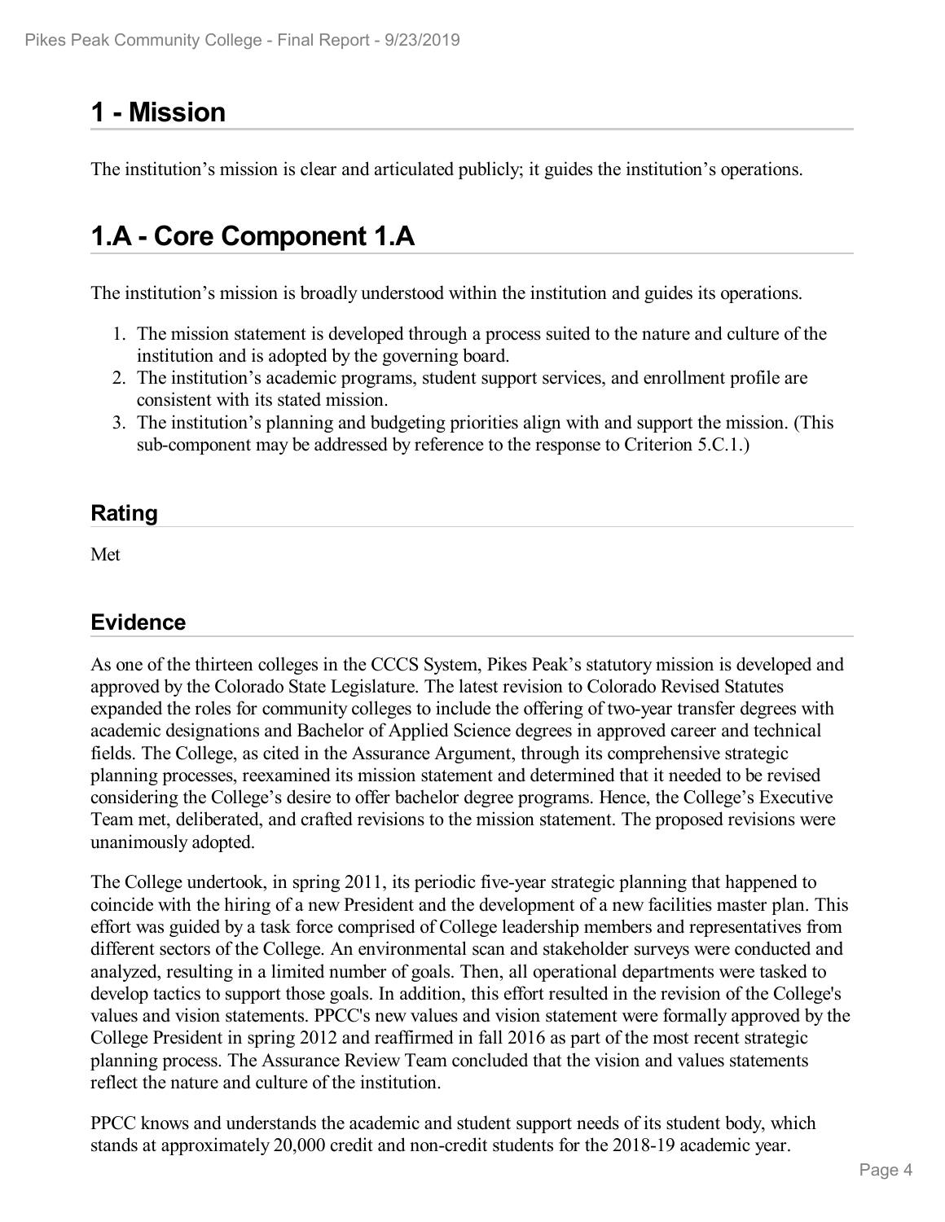# 1 - Mission

The institution's mission is clear and articulated publicly; it guides the institution's operations.

# 1.A - Core Component 1.A

The institution's mission is broadly understood within the institution and guides its operations.

1. The mission statement is developed through a process suited to the nature and culture of the institution and is adopted by the governing board.
2. The institution's academic programs, student support services, and enrollment profile are consistent with its stated mission.
3. The institution's planning and budgeting priorities align with and support the mission. (This sub-component may be addressed by reference to the response to Criterion 5.C.1.)

## Rating

Met

## Evidence

As one of the thirteen colleges in the CCCS System, Pikes Peak's statutory mission is developed and approved by the Colorado State Legislature. The latest revision to Colorado Revised Statutes expanded the roles for community colleges to include the offering of two-year transfer degrees with academic designations and Bachelor of Applied Science degrees in approved career and technical fields. The College, as cited in the Assurance Argument, through its comprehensive strategic planning processes, reexamined its mission statement and determined that it needed to be revised considering the College's desire to offer bachelor degree programs. Hence, the College's Executive Team met, deliberated, and crafted revisions to the mission statement. The proposed revisions were unanimously adopted.

The College undertook, in spring 2011, its periodic five-year strategic planning that happened to coincide with the hiring of a new President and the development of a new facilities master plan. This effort was guided by a task force comprised of College leadership members and representatives from different sectors of the College. An environmental scan and stakeholder surveys were conducted and analyzed, resulting in a limited number of goals. Then, all operational departments were tasked to develop tactics to support those goals. In addition, this effort resulted in the revision of the College's values and vision statements. PPCC's new values and vision statement were formally approved by the College President in spring 2012 and reaffirmed in fall 2016 as part of the most recent strategic planning process. The Assurance Review Team concluded that the vision and values statements reflect the nature and culture of the institution.

PPCC knows and understands the academic and student support needs of its student body, which stands at approximately 20,000 credit and non-credit students for the 2018-19 academic year.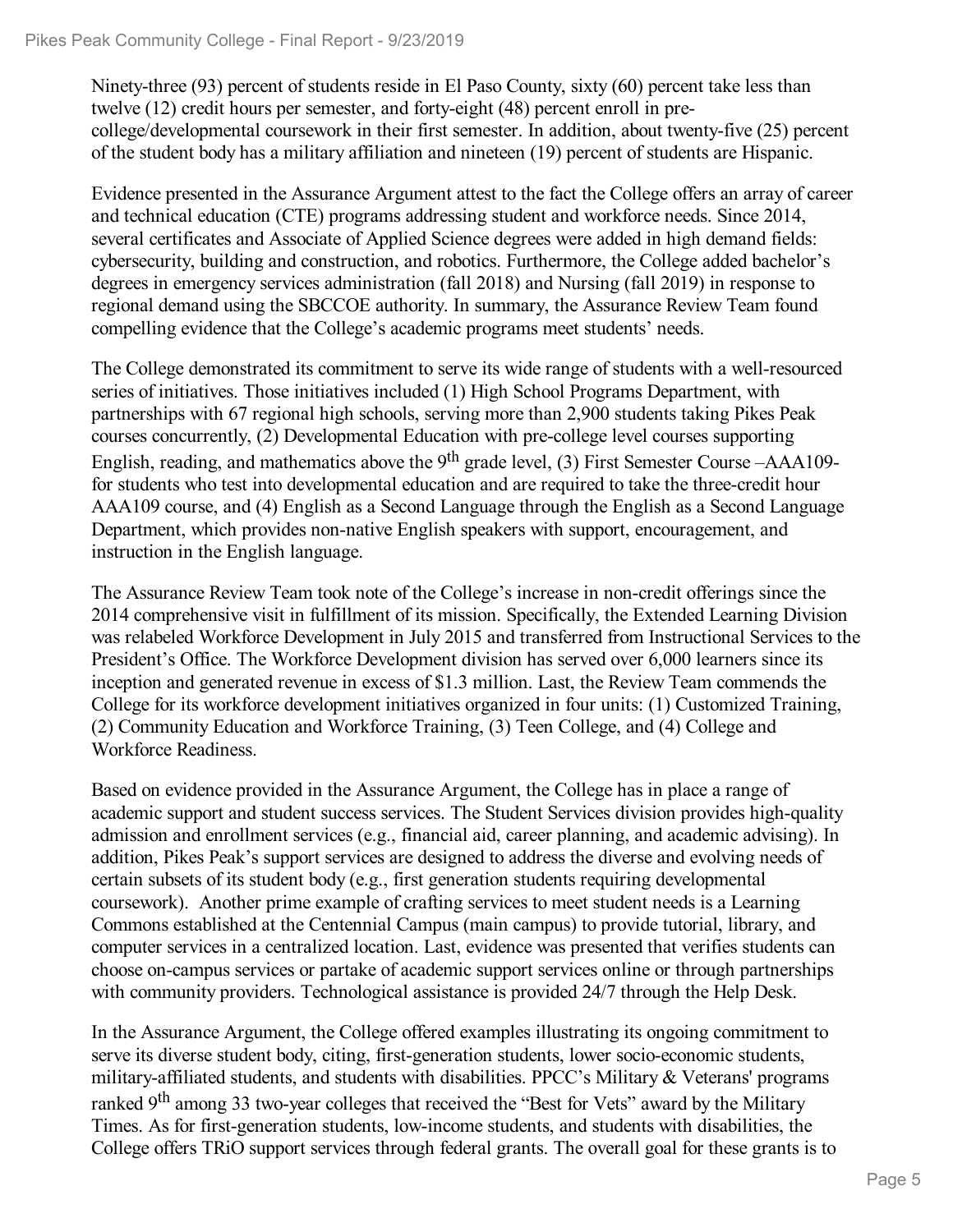Ninety-three (93) percent of students reside in El Paso County, sixty (60) percent take less than twelve (12) credit hours per semester, and forty-eight (48) percent enroll in pre-college/developmental coursework in their first semester. In addition, about twenty-five (25) percent of the student body has a military affiliation and nineteen (19) percent of students are Hispanic.

Evidence presented in the Assurance Argument attest to the fact the College offers an array of career and technical education (CTE) programs addressing student and workforce needs. Since 2014, several certificates and Associate of Applied Science degrees were added in high demand fields: cybersecurity, building and construction, and robotics. Furthermore, the College added bachelor's degrees in emergency services administration (fall 2018) and Nursing (fall 2019) in response to regional demand using the SBCCOE authority. In summary, the Assurance Review Team found compelling evidence that the College's academic programs meet students' needs.

The College demonstrated its commitment to serve its wide range of students with a well-resourced series of initiatives. Those initiatives included (1) High School Programs Department, with partnerships with 67 regional high schools, serving more than 2,900 students taking Pikes Peak courses concurrently, (2) Developmental Education with pre-college level courses supporting English, reading, and mathematics above the 9th grade level, (3) First Semester Course –AAA109- for students who test into developmental education and are required to take the three-credit hour AAA109 course, and (4) English as a Second Language through the English as a Second Language Department, which provides non-native English speakers with support, encouragement, and instruction in the English language.

The Assurance Review Team took note of the College's increase in non-credit offerings since the 2014 comprehensive visit in fulfillment of its mission. Specifically, the Extended Learning Division was relabeled Workforce Development in July 2015 and transferred from Instructional Services to the President's Office. The Workforce Development division has served over 6,000 learners since its inception and generated revenue in excess of $1.3 million. Last, the Review Team commends the College for its workforce development initiatives organized in four units: (1) Customized Training, (2) Community Education and Workforce Training, (3) Teen College, and (4) College and Workforce Readiness.

Based on evidence provided in the Assurance Argument, the College has in place a range of academic support and student success services. The Student Services division provides high-quality admission and enrollment services (e.g., financial aid, career planning, and academic advising). In addition, Pikes Peak's support services are designed to address the diverse and evolving needs of certain subsets of its student body (e.g., first generation students requiring developmental coursework). Another prime example of crafting services to meet student needs is a Learning Commons established at the Centennial Campus (main campus) to provide tutorial, library, and computer services in a centralized location. Last, evidence was presented that verifies students can choose on-campus services or partake of academic support services online or through partnerships with community providers. Technological assistance is provided 24/7 through the Help Desk.

In the Assurance Argument, the College offered examples illustrating its ongoing commitment to serve its diverse student body, citing, first-generation students, lower socio-economic students, military-affiliated students, and students with disabilities. PPCC's Military & Veterans' programs ranked 9th among 33 two-year colleges that received the "Best for Vets" award by the Military Times. As for first-generation students, low-income students, and students with disabilities, the College offers TRiO support services through federal grants. The overall goal for these grants is to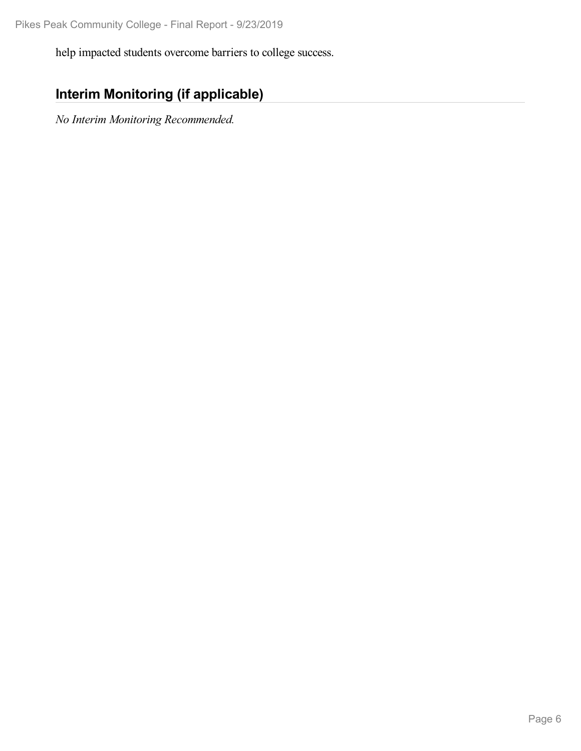help impacted students overcome barriers to college success.

## Interim Monitoring (if applicable)

*No Interim Monitoring Recommended.*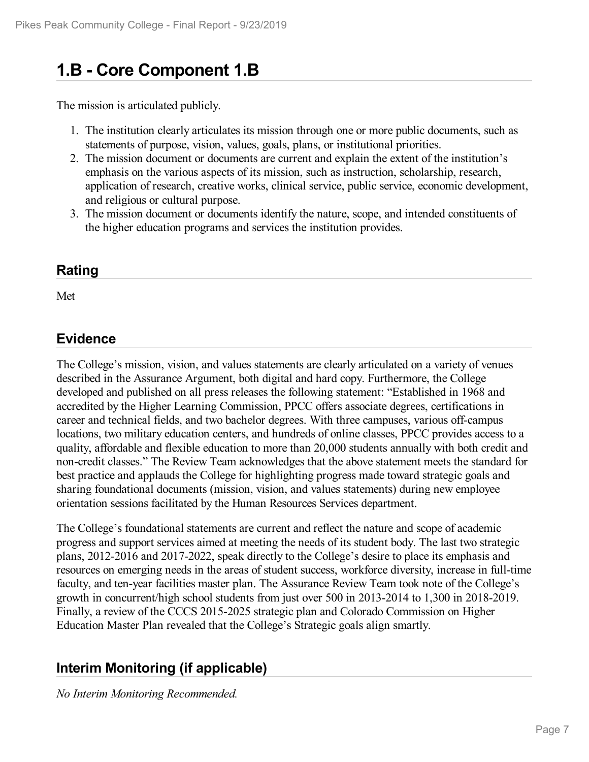# 1.B - Core Component 1.B

The mission is articulated publicly.

1. The institution clearly articulates its mission through one or more public documents, such as statements of purpose, vision, values, goals, plans, or institutional priorities.
2. The mission document or documents are current and explain the extent of the institution's emphasis on the various aspects of its mission, such as instruction, scholarship, research, application of research, creative works, clinical service, public service, economic development, and religious or cultural purpose.
3. The mission document or documents identify the nature, scope, and intended constituents of the higher education programs and services the institution provides.

## Rating

Met

## Evidence

The College's mission, vision, and values statements are clearly articulated on a variety of venues described in the Assurance Argument, both digital and hard copy. Furthermore, the College developed and published on all press releases the following statement: "Established in 1968 and accredited by the Higher Learning Commission, PPCC offers associate degrees, certifications in career and technical fields, and two bachelor degrees. With three campuses, various off-campus locations, two military education centers, and hundreds of online classes, PPCC provides access to a quality, affordable and flexible education to more than 20,000 students annually with both credit and non-credit classes." The Review Team acknowledges that the above statement meets the standard for best practice and applauds the College for highlighting progress made toward strategic goals and sharing foundational documents (mission, vision, and values statements) during new employee orientation sessions facilitated by the Human Resources Services department.

The College's foundational statements are current and reflect the nature and scope of academic progress and support services aimed at meeting the needs of its student body. The last two strategic plans, 2012-2016 and 2017-2022, speak directly to the College's desire to place its emphasis and resources on emerging needs in the areas of student success, workforce diversity, increase in full-time faculty, and ten-year facilities master plan. The Assurance Review Team took note of the College's growth in concurrent/high school students from just over 500 in 2013-2014 to 1,300 in 2018-2019. Finally, a review of the CCCS 2015-2025 strategic plan and Colorado Commission on Higher Education Master Plan revealed that the College's Strategic goals align smartly.

## Interim Monitoring (if applicable)

*No Interim Monitoring Recommended.*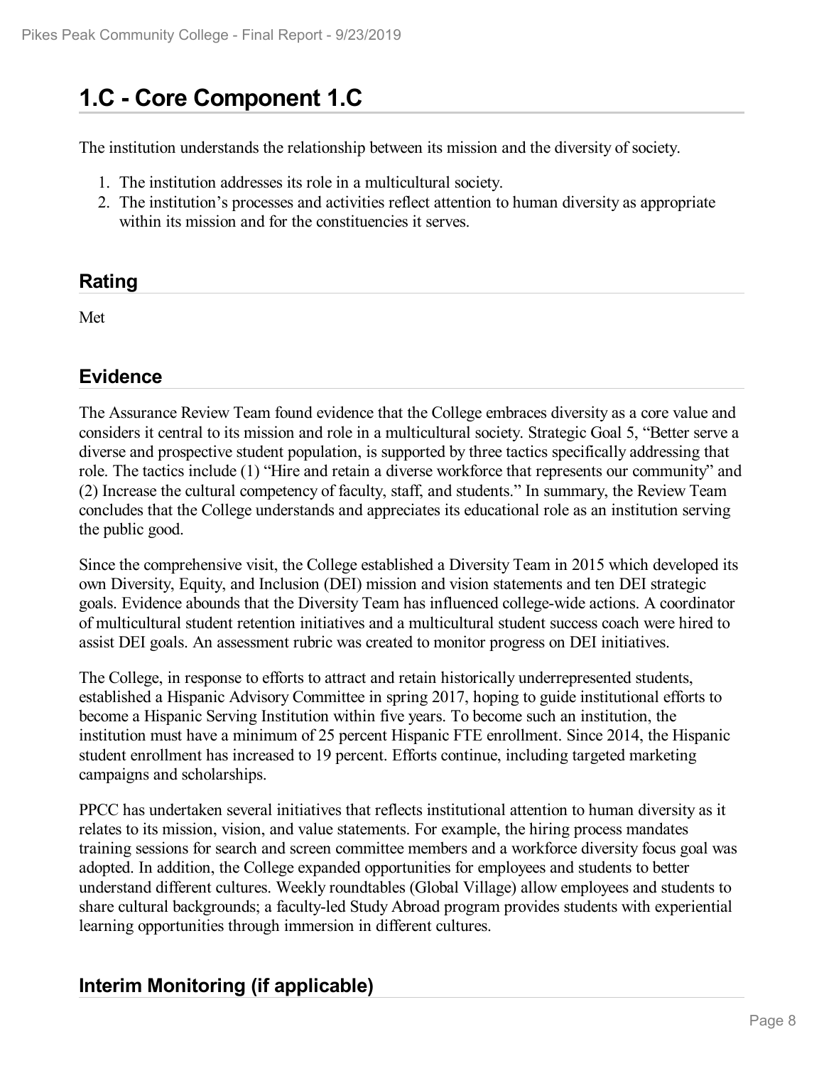# 1.C - Core Component 1.C

The institution understands the relationship between its mission and the diversity of society.

1. The institution addresses its role in a multicultural society.
2. The institution's processes and activities reflect attention to human diversity as appropriate within its mission and for the constituencies it serves.

## Rating

Met

## Evidence

The Assurance Review Team found evidence that the College embraces diversity as a core value and considers it central to its mission and role in a multicultural society. Strategic Goal 5, "Better serve a diverse and prospective student population, is supported by three tactics specifically addressing that role. The tactics include (1) "Hire and retain a diverse workforce that represents our community" and (2) Increase the cultural competency of faculty, staff, and students." In summary, the Review Team concludes that the College understands and appreciates its educational role as an institution serving the public good.

Since the comprehensive visit, the College established a Diversity Team in 2015 which developed its own Diversity, Equity, and Inclusion (DEI) mission and vision statements and ten DEI strategic goals. Evidence abounds that the Diversity Team has influenced college-wide actions. A coordinator of multicultural student retention initiatives and a multicultural student success coach were hired to assist DEI goals. An assessment rubric was created to monitor progress on DEI initiatives.

The College, in response to efforts to attract and retain historically underrepresented students, established a Hispanic Advisory Committee in spring 2017, hoping to guide institutional efforts to become a Hispanic Serving Institution within five years. To become such an institution, the institution must have a minimum of 25 percent Hispanic FTE enrollment. Since 2014, the Hispanic student enrollment has increased to 19 percent. Efforts continue, including targeted marketing campaigns and scholarships.

PPCC has undertaken several initiatives that reflects institutional attention to human diversity as it relates to its mission, vision, and value statements. For example, the hiring process mandates training sessions for search and screen committee members and a workforce diversity focus goal was adopted. In addition, the College expanded opportunities for employees and students to better understand different cultures. Weekly roundtables (Global Village) allow employees and students to share cultural backgrounds; a faculty-led Study Abroad program provides students with experiential learning opportunities through immersion in different cultures.

## Interim Monitoring (if applicable)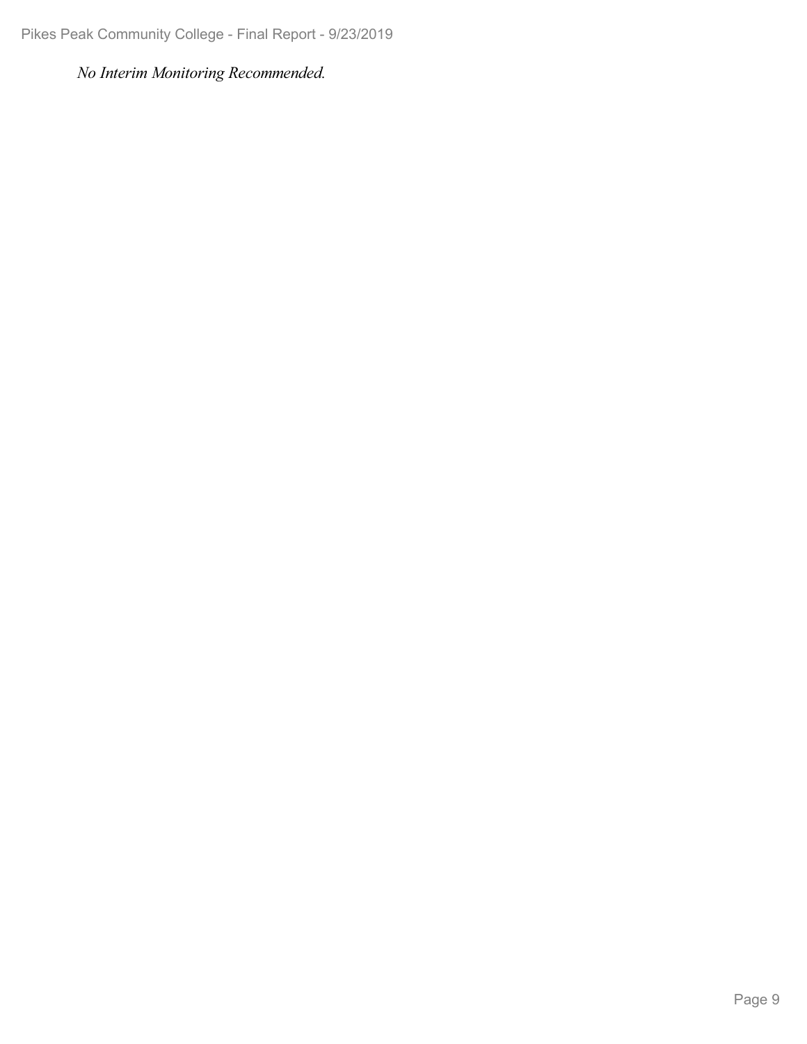*No Interim Monitoring Recommended.*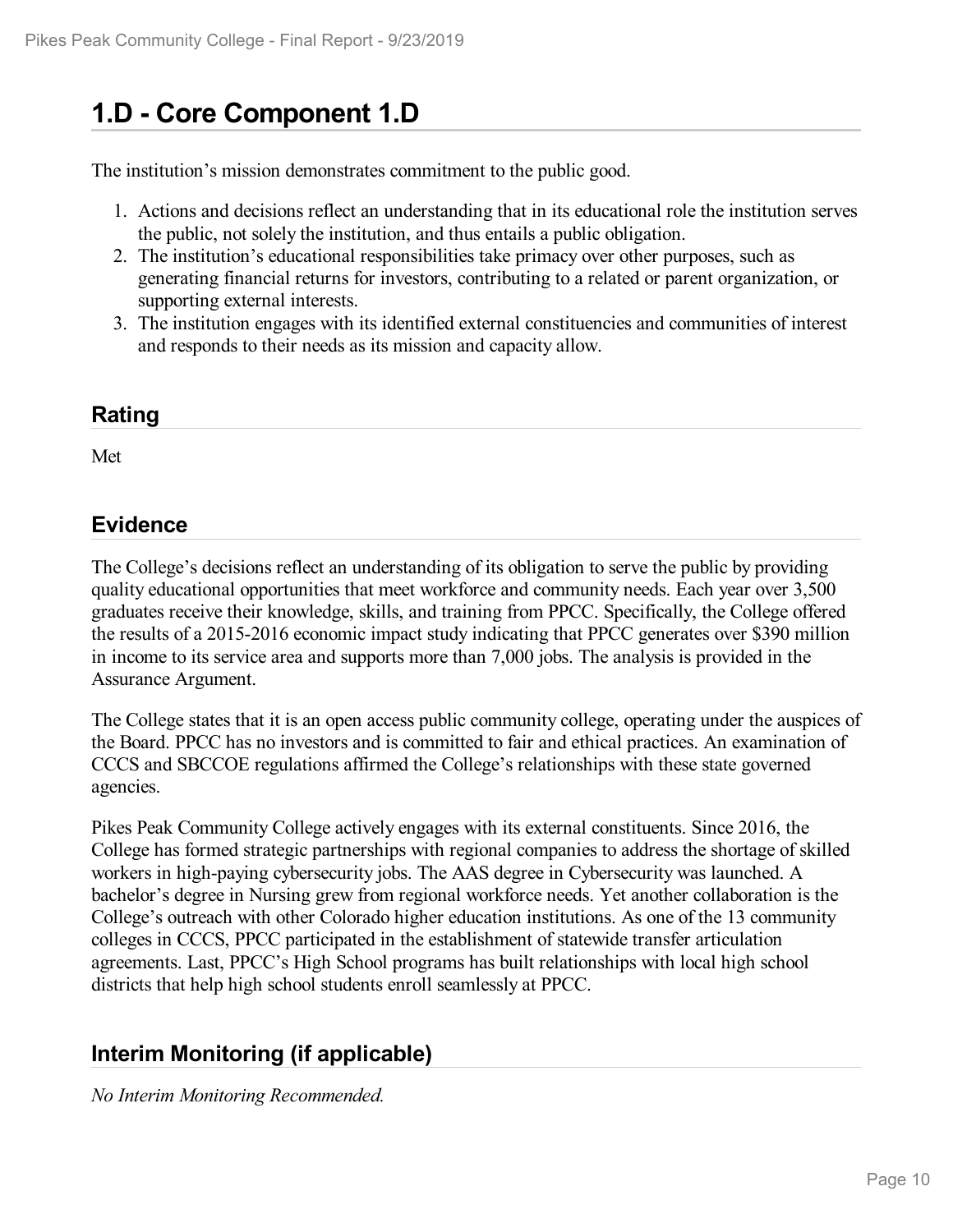# 1.D - Core Component 1.D

The institution's mission demonstrates commitment to the public good.

1. Actions and decisions reflect an understanding that in its educational role the institution serves the public, not solely the institution, and thus entails a public obligation.
2. The institution's educational responsibilities take primacy over other purposes, such as generating financial returns for investors, contributing to a related or parent organization, or supporting external interests.
3. The institution engages with its identified external constituencies and communities of interest and responds to their needs as its mission and capacity allow.

## Rating

Met

## Evidence

The College's decisions reflect an understanding of its obligation to serve the public by providing quality educational opportunities that meet workforce and community needs. Each year over 3,500 graduates receive their knowledge, skills, and training from PPCC. Specifically, the College offered the results of a 2015-2016 economic impact study indicating that PPCC generates over $390 million in income to its service area and supports more than 7,000 jobs. The analysis is provided in the Assurance Argument.

The College states that it is an open access public community college, operating under the auspices of the Board. PPCC has no investors and is committed to fair and ethical practices. An examination of CCCS and SBCCOE regulations affirmed the College's relationships with these state governed agencies.

Pikes Peak Community College actively engages with its external constituents. Since 2016, the College has formed strategic partnerships with regional companies to address the shortage of skilled workers in high-paying cybersecurity jobs. The AAS degree in Cybersecurity was launched. A bachelor's degree in Nursing grew from regional workforce needs. Yet another collaboration is the College's outreach with other Colorado higher education institutions. As one of the 13 community colleges in CCCS, PPCC participated in the establishment of statewide transfer articulation agreements. Last, PPCC's High School programs has built relationships with local high school districts that help high school students enroll seamlessly at PPCC.

## Interim Monitoring (if applicable)

*No Interim Monitoring Recommended.*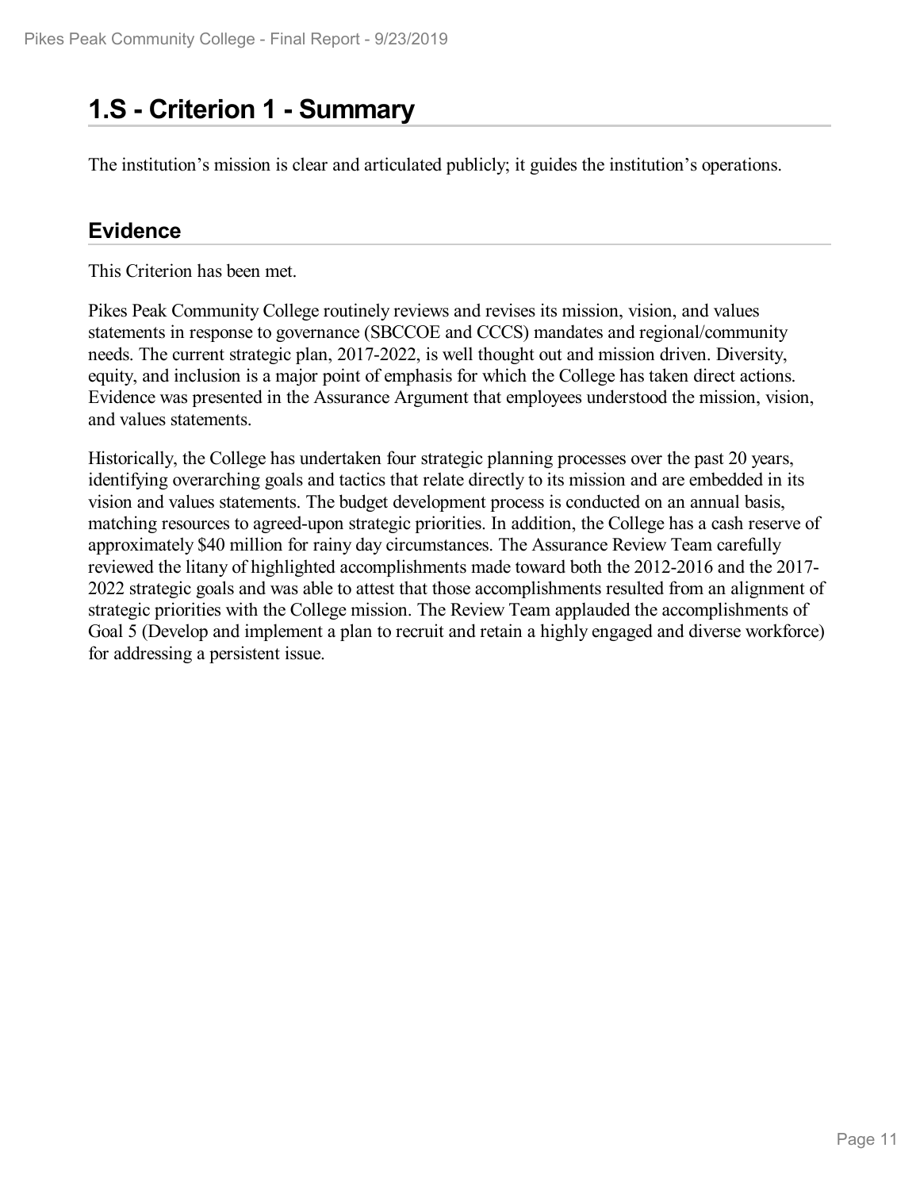# 1.S - Criterion 1 - Summary

The institution's mission is clear and articulated publicly; it guides the institution's operations.

## Evidence

This Criterion has been met.

Pikes Peak Community College routinely reviews and revises its mission, vision, and values statements in response to governance (SBCCOE and CCCS) mandates and regional/community needs. The current strategic plan, 2017-2022, is well thought out and mission driven. Diversity, equity, and inclusion is a major point of emphasis for which the College has taken direct actions. Evidence was presented in the Assurance Argument that employees understood the mission, vision, and values statements.

Historically, the College has undertaken four strategic planning processes over the past 20 years, identifying overarching goals and tactics that relate directly to its mission and are embedded in its vision and values statements. The budget development process is conducted on an annual basis, matching resources to agreed-upon strategic priorities. In addition, the College has a cash reserve of approximately $40 million for rainy day circumstances. The Assurance Review Team carefully reviewed the litany of highlighted accomplishments made toward both the 2012-2016 and the 2017-2022 strategic goals and was able to attest that those accomplishments resulted from an alignment of strategic priorities with the College mission. The Review Team applauded the accomplishments of Goal 5 (Develop and implement a plan to recruit and retain a highly engaged and diverse workforce) for addressing a persistent issue.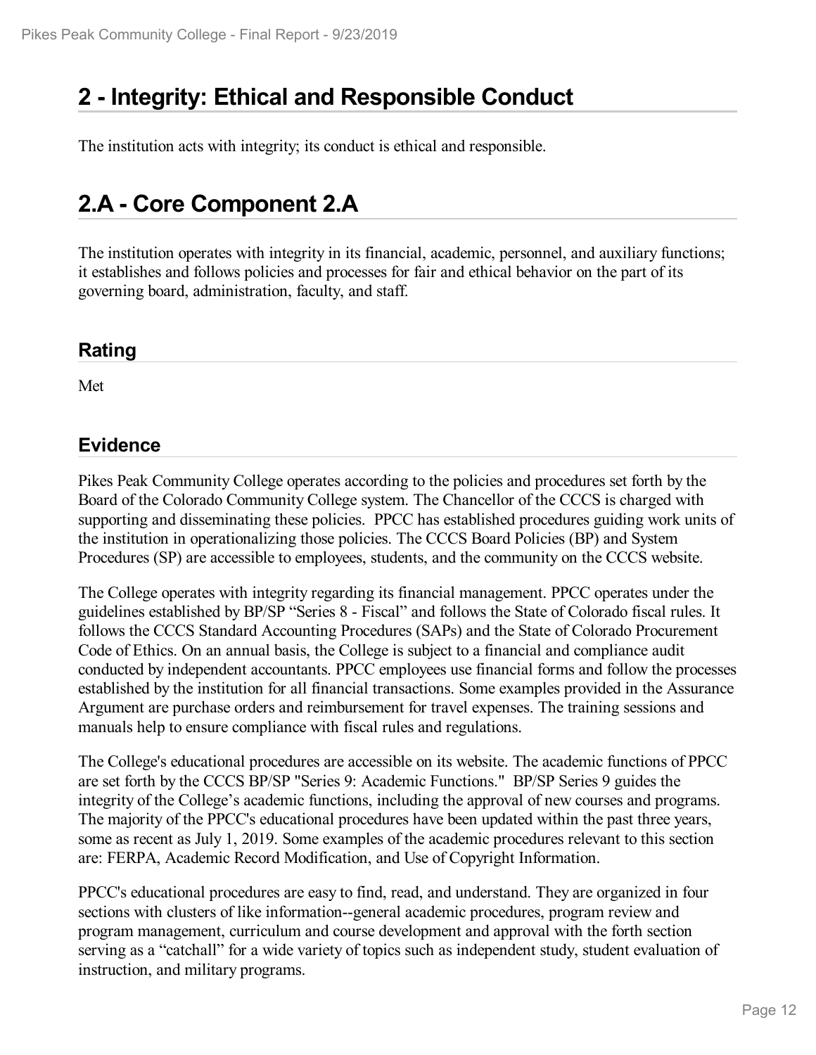# 2 - Integrity: Ethical and Responsible Conduct

The institution acts with integrity; its conduct is ethical and responsible.

# 2.A - Core Component 2.A

The institution operates with integrity in its financial, academic, personnel, and auxiliary functions; it establishes and follows policies and processes for fair and ethical behavior on the part of its governing board, administration, faculty, and staff.

## Rating

Met

## Evidence

Pikes Peak Community College operates according to the policies and procedures set forth by the Board of the Colorado Community College system. The Chancellor of the CCCS is charged with supporting and disseminating these policies. PPCC has established procedures guiding work units of the institution in operationalizing those policies. The CCCS Board Policies (BP) and System Procedures (SP) are accessible to employees, students, and the community on the CCCS website.

The College operates with integrity regarding its financial management. PPCC operates under the guidelines established by BP/SP "Series 8 - Fiscal" and follows the State of Colorado fiscal rules. It follows the CCCS Standard Accounting Procedures (SAPs) and the State of Colorado Procurement Code of Ethics. On an annual basis, the College is subject to a financial and compliance audit conducted by independent accountants. PPCC employees use financial forms and follow the processes established by the institution for all financial transactions. Some examples provided in the Assurance Argument are purchase orders and reimbursement for travel expenses. The training sessions and manuals help to ensure compliance with fiscal rules and regulations.

The College's educational procedures are accessible on its website. The academic functions of PPCC are set forth by the CCCS BP/SP "Series 9: Academic Functions." BP/SP Series 9 guides the integrity of the College's academic functions, including the approval of new courses and programs. The majority of the PPCC's educational procedures have been updated within the past three years, some as recent as July 1, 2019. Some examples of the academic procedures relevant to this section are: FERPA, Academic Record Modification, and Use of Copyright Information.

PPCC's educational procedures are easy to find, read, and understand. They are organized in four sections with clusters of like information--general academic procedures, program review and program management, curriculum and course development and approval with the forth section serving as a "catchall" for a wide variety of topics such as independent study, student evaluation of instruction, and military programs.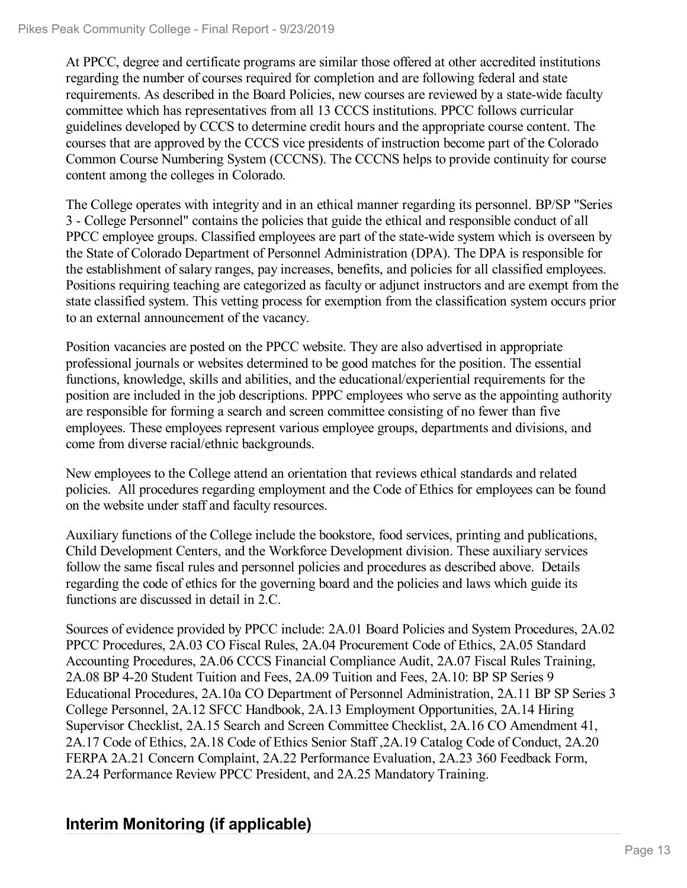At PPCC, degree and certificate programs are similar those offered at other accredited institutions regarding the number of courses required for completion and are following federal and state requirements. As described in the Board Policies, new courses are reviewed by a state-wide faculty committee which has representatives from all 13 CCCS institutions. PPCC follows curricular guidelines developed by CCCS to determine credit hours and the appropriate course content. The courses that are approved by the CCCS vice presidents of instruction become part of the Colorado Common Course Numbering System (CCCNS). The CCCNS helps to provide continuity for course content among the colleges in Colorado.

The College operates with integrity and in an ethical manner regarding its personnel. BP/SP "Series 3 - College Personnel" contains the policies that guide the ethical and responsible conduct of all PPCC employee groups. Classified employees are part of the state-wide system which is overseen by the State of Colorado Department of Personnel Administration (DPA). The DPA is responsible for the establishment of salary ranges, pay increases, benefits, and policies for all classified employees. Positions requiring teaching are categorized as faculty or adjunct instructors and are exempt from the state classified system. This vetting process for exemption from the classification system occurs prior to an external announcement of the vacancy.

Position vacancies are posted on the PPCC website. They are also advertised in appropriate professional journals or websites determined to be good matches for the position. The essential functions, knowledge, skills and abilities, and the educational/experiential requirements for the position are included in the job descriptions. PPPC employees who serve as the appointing authority are responsible for forming a search and screen committee consisting of no fewer than five employees. These employees represent various employee groups, departments and divisions, and come from diverse racial/ethnic backgrounds.

New employees to the College attend an orientation that reviews ethical standards and related policies. All procedures regarding employment and the Code of Ethics for employees can be found on the website under staff and faculty resources.

Auxiliary functions of the College include the bookstore, food services, printing and publications, Child Development Centers, and the Workforce Development division. These auxiliary services follow the same fiscal rules and personnel policies and procedures as described above. Details regarding the code of ethics for the governing board and the policies and laws which guide its functions are discussed in detail in 2.C.

Sources of evidence provided by PPCC include: 2A.01 Board Policies and System Procedures, 2A.02 PPCC Procedures, 2A.03 CO Fiscal Rules, 2A.04 Procurement Code of Ethics, 2A.05 Standard Accounting Procedures, 2A.06 CCCS Financial Compliance Audit, 2A.07 Fiscal Rules Training, 2A.08 BP 4-20 Student Tuition and Fees, 2A.09 Tuition and Fees, 2A.10: BP SP Series 9 Educational Procedures, 2A.10a CO Department of Personnel Administration, 2A.11 BP SP Series 3 College Personnel, 2A.12 SFCC Handbook, 2A.13 Employment Opportunities, 2A.14 Hiring Supervisor Checklist, 2A.15 Search and Screen Committee Checklist, 2A.16 CO Amendment 41, 2A.17 Code of Ethics, 2A.18 Code of Ethics Senior Staff ,2A.19 Catalog Code of Conduct, 2A.20 FERPA 2A.21 Concern Complaint, 2A.22 Performance Evaluation, 2A.23 360 Feedback Form, 2A.24 Performance Review PPCC President, and 2A.25 Mandatory Training.

## Interim Monitoring (if applicable)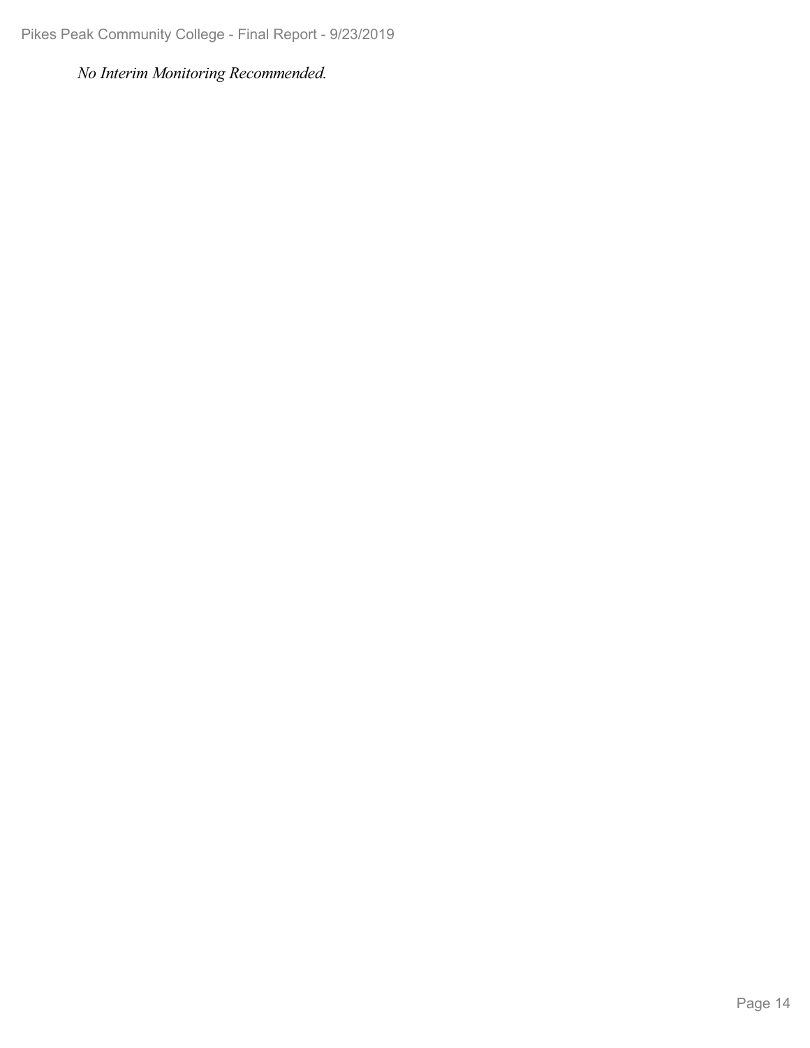*No Interim Monitoring Recommended.*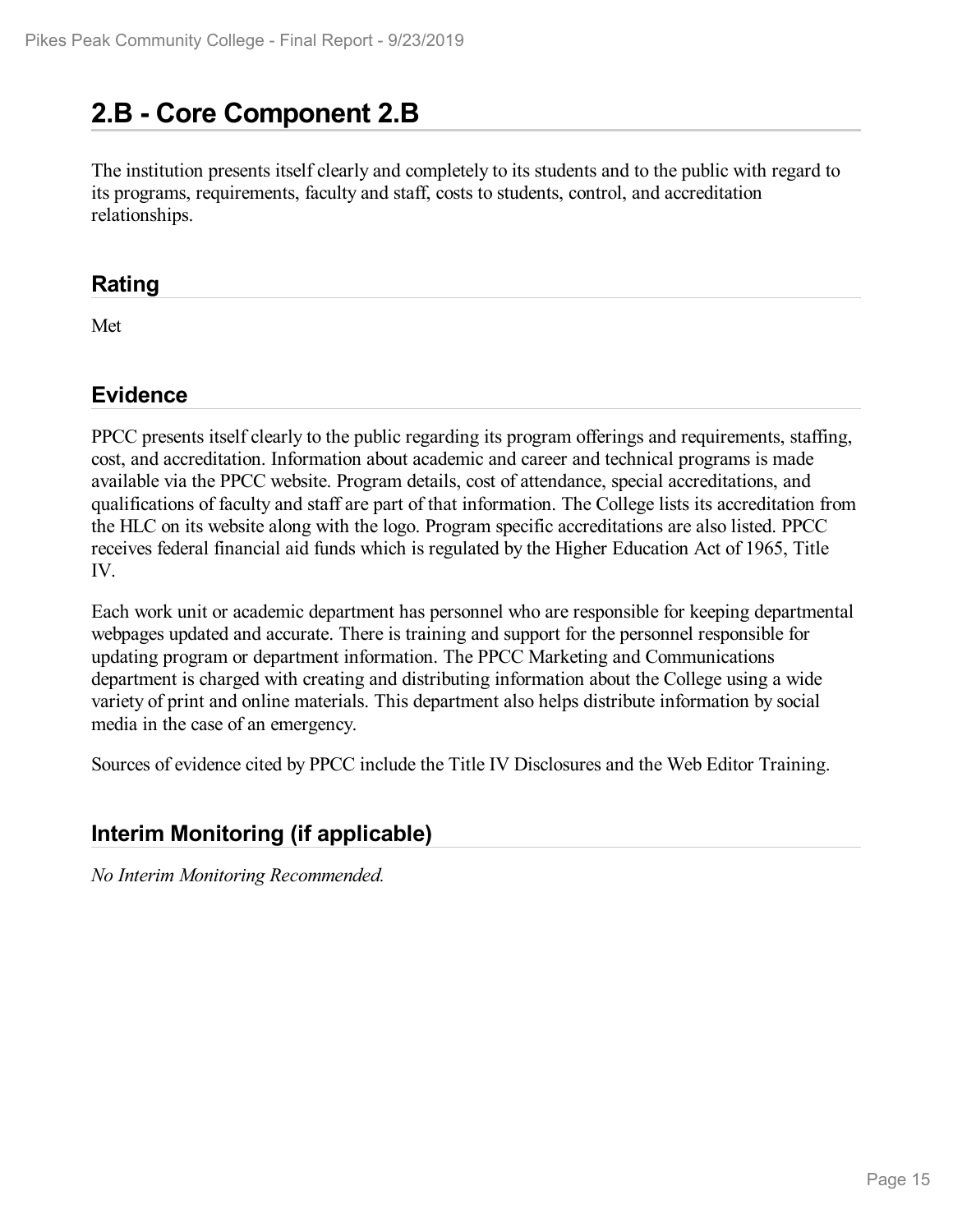## 2.B - Core Component 2.B

The institution presents itself clearly and completely to its students and to the public with regard to its programs, requirements, faculty and staff, costs to students, control, and accreditation relationships.

### Rating

Met

### Evidence

PPCC presents itself clearly to the public regarding its program offerings and requirements, staffing, cost, and accreditation. Information about academic and career and technical programs is made available via the PPCC website. Program details, cost of attendance, special accreditations, and qualifications of faculty and staff are part of that information. The College lists its accreditation from the HLC on its website along with the logo. Program specific accreditations are also listed. PPCC receives federal financial aid funds which is regulated by the Higher Education Act of 1965, Title IV.

Each work unit or academic department has personnel who are responsible for keeping departmental webpages updated and accurate. There is training and support for the personnel responsible for updating program or department information. The PPCC Marketing and Communications department is charged with creating and distributing information about the College using a wide variety of print and online materials. This department also helps distribute information by social media in the case of an emergency.

Sources of evidence cited by PPCC include the Title IV Disclosures and the Web Editor Training.

### Interim Monitoring (if applicable)

*No Interim Monitoring Recommended.*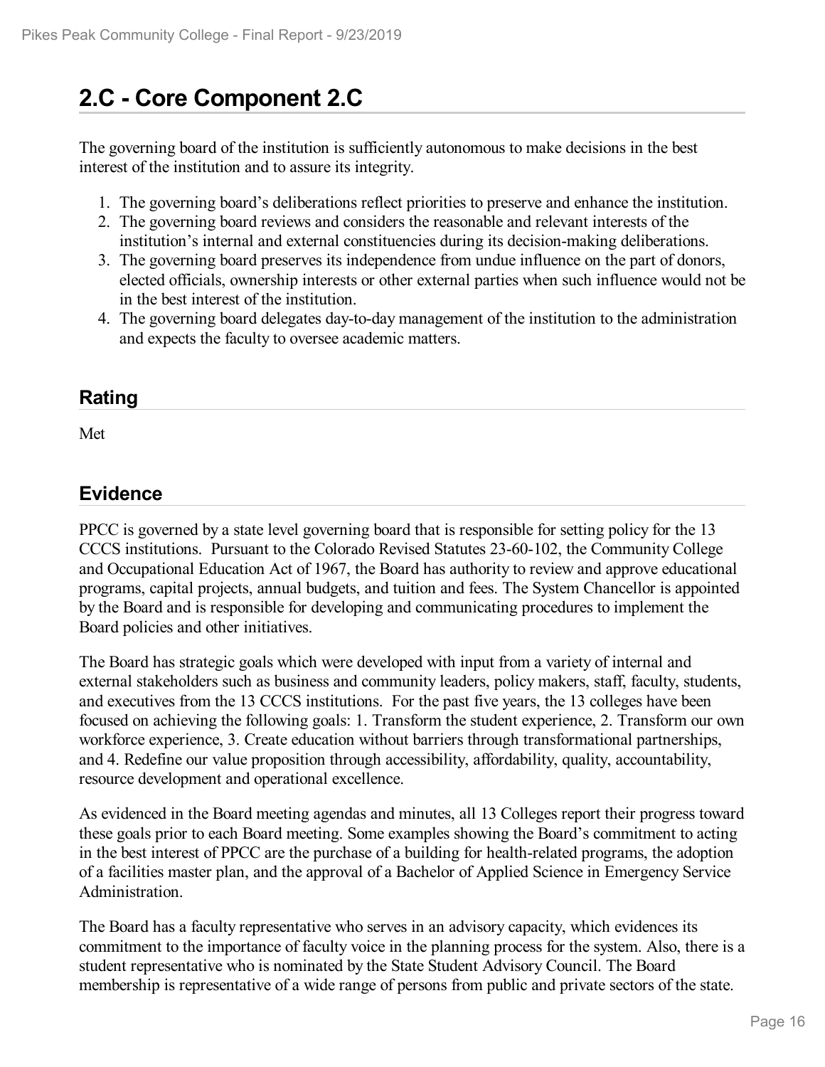## 2.C - Core Component 2.C

The governing board of the institution is sufficiently autonomous to make decisions in the best interest of the institution and to assure its integrity.

1. The governing board's deliberations reflect priorities to preserve and enhance the institution.
2. The governing board reviews and considers the reasonable and relevant interests of the institution's internal and external constituencies during its decision-making deliberations.
3. The governing board preserves its independence from undue influence on the part of donors, elected officials, ownership interests or other external parties when such influence would not be in the best interest of the institution.
4. The governing board delegates day-to-day management of the institution to the administration and expects the faculty to oversee academic matters.

### Rating

Met

### Evidence

PPCC is governed by a state level governing board that is responsible for setting policy for the 13 CCCS institutions. Pursuant to the Colorado Revised Statutes 23-60-102, the Community College and Occupational Education Act of 1967, the Board has authority to review and approve educational programs, capital projects, annual budgets, and tuition and fees. The System Chancellor is appointed by the Board and is responsible for developing and communicating procedures to implement the Board policies and other initiatives.

The Board has strategic goals which were developed with input from a variety of internal and external stakeholders such as business and community leaders, policy makers, staff, faculty, students, and executives from the 13 CCCS institutions. For the past five years, the 13 colleges have been focused on achieving the following goals: 1. Transform the student experience, 2. Transform our own workforce experience, 3. Create education without barriers through transformational partnerships, and 4. Redefine our value proposition through accessibility, affordability, quality, accountability, resource development and operational excellence.

As evidenced in the Board meeting agendas and minutes, all 13 Colleges report their progress toward these goals prior to each Board meeting. Some examples showing the Board's commitment to acting in the best interest of PPCC are the purchase of a building for health-related programs, the adoption of a facilities master plan, and the approval of a Bachelor of Applied Science in Emergency Service Administration.

The Board has a faculty representative who serves in an advisory capacity, which evidences its commitment to the importance of faculty voice in the planning process for the system. Also, there is a student representative who is nominated by the State Student Advisory Council. The Board membership is representative of a wide range of persons from public and private sectors of the state.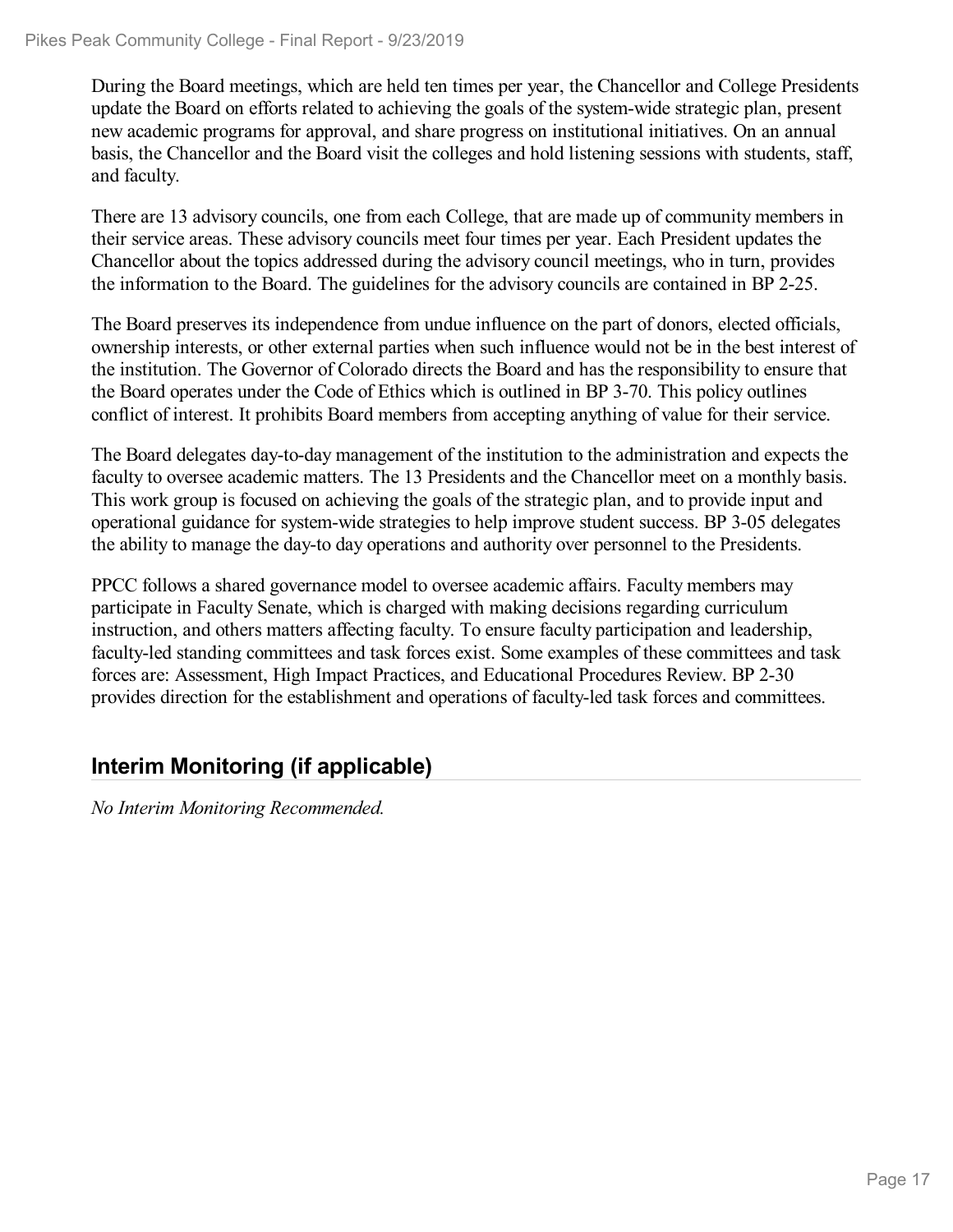During the Board meetings, which are held ten times per year, the Chancellor and College Presidents update the Board on efforts related to achieving the goals of the system-wide strategic plan, present new academic programs for approval, and share progress on institutional initiatives. On an annual basis, the Chancellor and the Board visit the colleges and hold listening sessions with students, staff, and faculty.

There are 13 advisory councils, one from each College, that are made up of community members in their service areas. These advisory councils meet four times per year. Each President updates the Chancellor about the topics addressed during the advisory council meetings, who in turn, provides the information to the Board. The guidelines for the advisory councils are contained in BP 2-25.

The Board preserves its independence from undue influence on the part of donors, elected officials, ownership interests, or other external parties when such influence would not be in the best interest of the institution. The Governor of Colorado directs the Board and has the responsibility to ensure that the Board operates under the Code of Ethics which is outlined in BP 3-70. This policy outlines conflict of interest. It prohibits Board members from accepting anything of value for their service.

The Board delegates day-to-day management of the institution to the administration and expects the faculty to oversee academic matters. The 13 Presidents and the Chancellor meet on a monthly basis. This work group is focused on achieving the goals of the strategic plan, and to provide input and operational guidance for system-wide strategies to help improve student success. BP 3-05 delegates the ability to manage the day-to day operations and authority over personnel to the Presidents.

PPCC follows a shared governance model to oversee academic affairs. Faculty members may participate in Faculty Senate, which is charged with making decisions regarding curriculum instruction, and others matters affecting faculty. To ensure faculty participation and leadership, faculty-led standing committees and task forces exist. Some examples of these committees and task forces are: Assessment, High Impact Practices, and Educational Procedures Review. BP 2-30 provides direction for the establishment and operations of faculty-led task forces and committees.

## Interim Monitoring (if applicable)

*No Interim Monitoring Recommended.*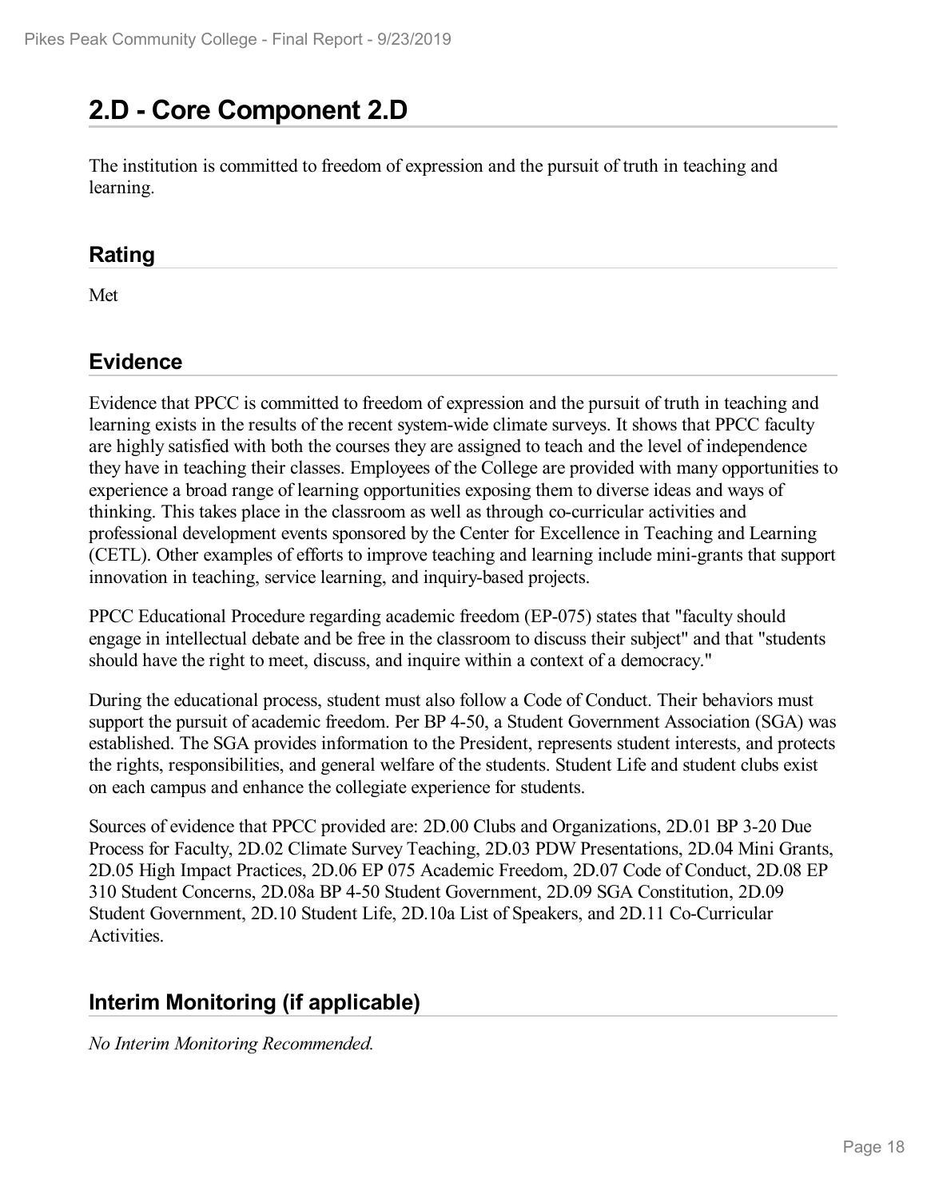## 2.D - Core Component 2.D

The institution is committed to freedom of expression and the pursuit of truth in teaching and learning.

### Rating

Met

### Evidence

Evidence that PPCC is committed to freedom of expression and the pursuit of truth in teaching and learning exists in the results of the recent system-wide climate surveys. It shows that PPCC faculty are highly satisfied with both the courses they are assigned to teach and the level of independence they have in teaching their classes. Employees of the College are provided with many opportunities to experience a broad range of learning opportunities exposing them to diverse ideas and ways of thinking. This takes place in the classroom as well as through co-curricular activities and professional development events sponsored by the Center for Excellence in Teaching and Learning (CETL). Other examples of efforts to improve teaching and learning include mini-grants that support innovation in teaching, service learning, and inquiry-based projects.

PPCC Educational Procedure regarding academic freedom (EP-075) states that "faculty should engage in intellectual debate and be free in the classroom to discuss their subject" and that "students should have the right to meet, discuss, and inquire within a context of a democracy."

During the educational process, student must also follow a Code of Conduct. Their behaviors must support the pursuit of academic freedom. Per BP 4-50, a Student Government Association (SGA) was established. The SGA provides information to the President, represents student interests, and protects the rights, responsibilities, and general welfare of the students. Student Life and student clubs exist on each campus and enhance the collegiate experience for students.

Sources of evidence that PPCC provided are: 2D.00 Clubs and Organizations, 2D.01 BP 3-20 Due Process for Faculty, 2D.02 Climate Survey Teaching, 2D.03 PDW Presentations, 2D.04 Mini Grants, 2D.05 High Impact Practices, 2D.06 EP 075 Academic Freedom, 2D.07 Code of Conduct, 2D.08 EP 310 Student Concerns, 2D.08a BP 4-50 Student Government, 2D.09 SGA Constitution, 2D.09 Student Government, 2D.10 Student Life, 2D.10a List of Speakers, and 2D.11 Co-Curricular Activities.

### Interim Monitoring (if applicable)

*No Interim Monitoring Recommended.*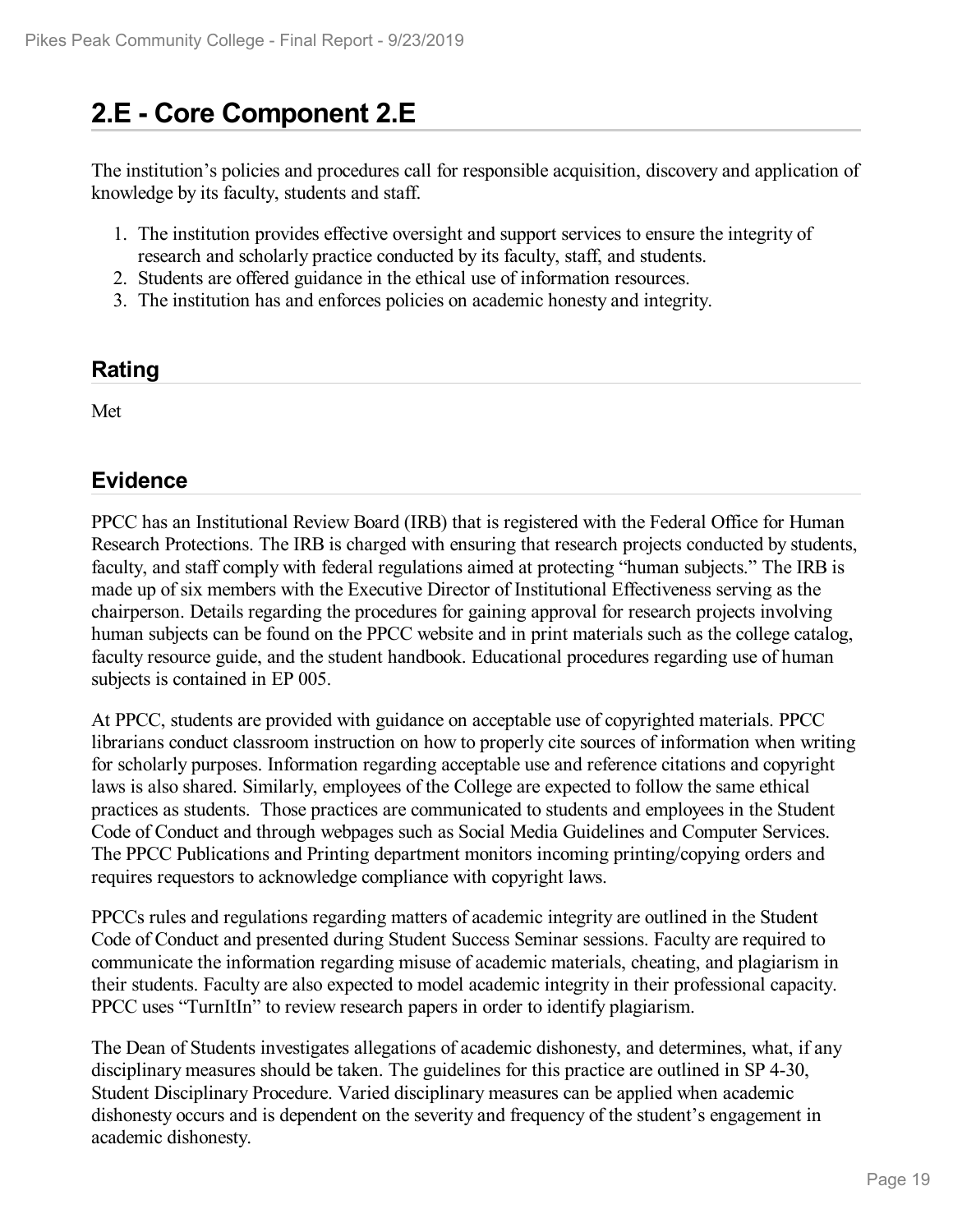# 2.E - Core Component 2.E

The institution's policies and procedures call for responsible acquisition, discovery and application of knowledge by its faculty, students and staff.

1. The institution provides effective oversight and support services to ensure the integrity of research and scholarly practice conducted by its faculty, staff, and students.
2. Students are offered guidance in the ethical use of information resources.
3. The institution has and enforces policies on academic honesty and integrity.

## Rating

Met

## Evidence

PPCC has an Institutional Review Board (IRB) that is registered with the Federal Office for Human Research Protections. The IRB is charged with ensuring that research projects conducted by students, faculty, and staff comply with federal regulations aimed at protecting "human subjects." The IRB is made up of six members with the Executive Director of Institutional Effectiveness serving as the chairperson. Details regarding the procedures for gaining approval for research projects involving human subjects can be found on the PPCC website and in print materials such as the college catalog, faculty resource guide, and the student handbook. Educational procedures regarding use of human subjects is contained in EP 005.

At PPCC, students are provided with guidance on acceptable use of copyrighted materials. PPCC librarians conduct classroom instruction on how to properly cite sources of information when writing for scholarly purposes. Information regarding acceptable use and reference citations and copyright laws is also shared. Similarly, employees of the College are expected to follow the same ethical practices as students. Those practices are communicated to students and employees in the Student Code of Conduct and through webpages such as Social Media Guidelines and Computer Services. The PPCC Publications and Printing department monitors incoming printing/copying orders and requires requestors to acknowledge compliance with copyright laws.

PPCCs rules and regulations regarding matters of academic integrity are outlined in the Student Code of Conduct and presented during Student Success Seminar sessions. Faculty are required to communicate the information regarding misuse of academic materials, cheating, and plagiarism in their students. Faculty are also expected to model academic integrity in their professional capacity. PPCC uses "TurnItIn" to review research papers in order to identify plagiarism.

The Dean of Students investigates allegations of academic dishonesty, and determines, what, if any disciplinary measures should be taken. The guidelines for this practice are outlined in SP 4-30, Student Disciplinary Procedure. Varied disciplinary measures can be applied when academic dishonesty occurs and is dependent on the severity and frequency of the student's engagement in academic dishonesty.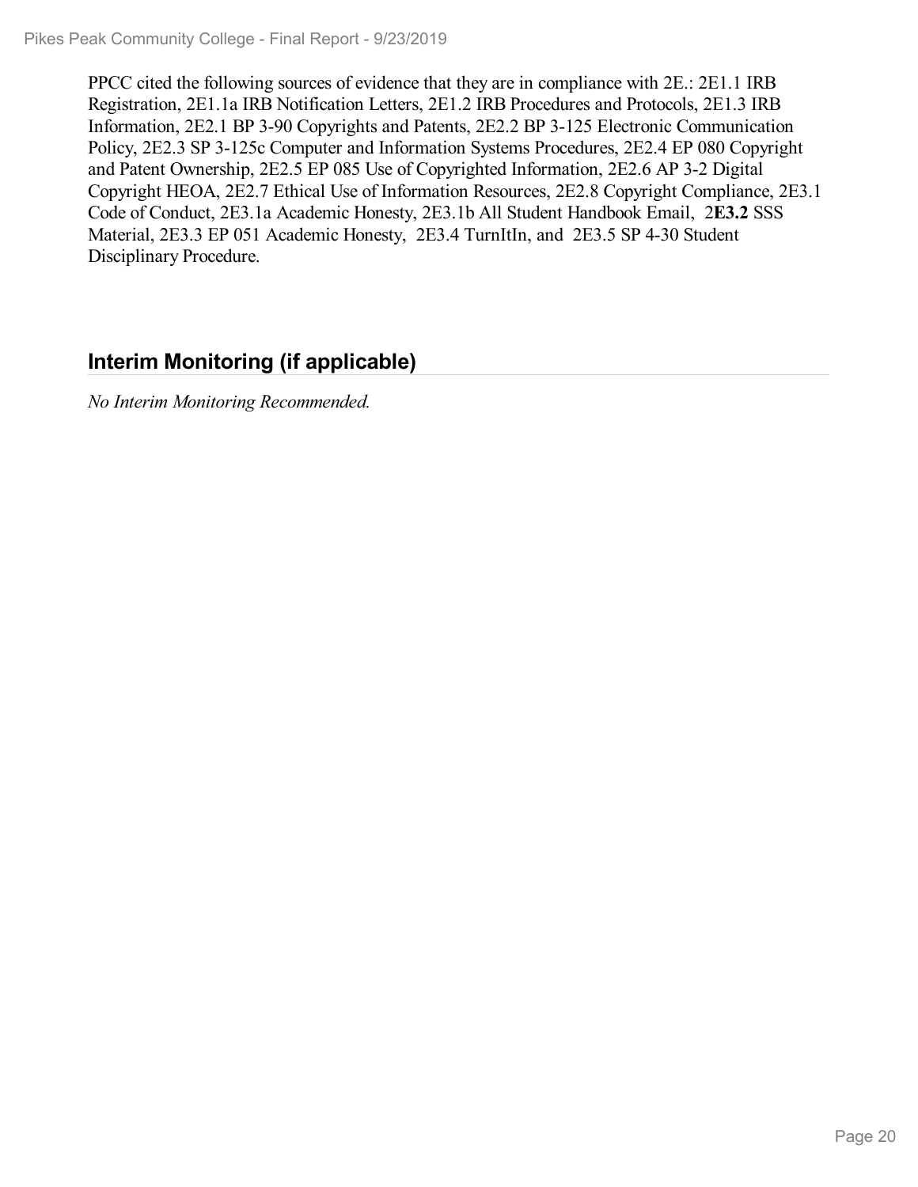PPCC cited the following sources of evidence that they are in compliance with 2E.: 2E1.1 IRB Registration, 2E1.1a IRB Notification Letters, 2E1.2 IRB Procedures and Protocols, 2E1.3 IRB Information, 2E2.1 BP 3-90 Copyrights and Patents, 2E2.2 BP 3-125 Electronic Communication Policy, 2E2.3 SP 3-125c Computer and Information Systems Procedures, 2E2.4 EP 080 Copyright and Patent Ownership, 2E2.5 EP 085 Use of Copyrighted Information, 2E2.6 AP 3-2 Digital Copyright HEOA, 2E2.7 Ethical Use of Information Resources, 2E2.8 Copyright Compliance, 2E3.1 Code of Conduct, 2E3.1a Academic Honesty, 2E3.1b All Student Handbook Email, 2**E3.2** SSS Material, 2E3.3 EP 051 Academic Honesty, 2E3.4 TurnItIn, and 2E3.5 SP 4-30 Student Disciplinary Procedure.

## Interim Monitoring (if applicable)

*No Interim Monitoring Recommended.*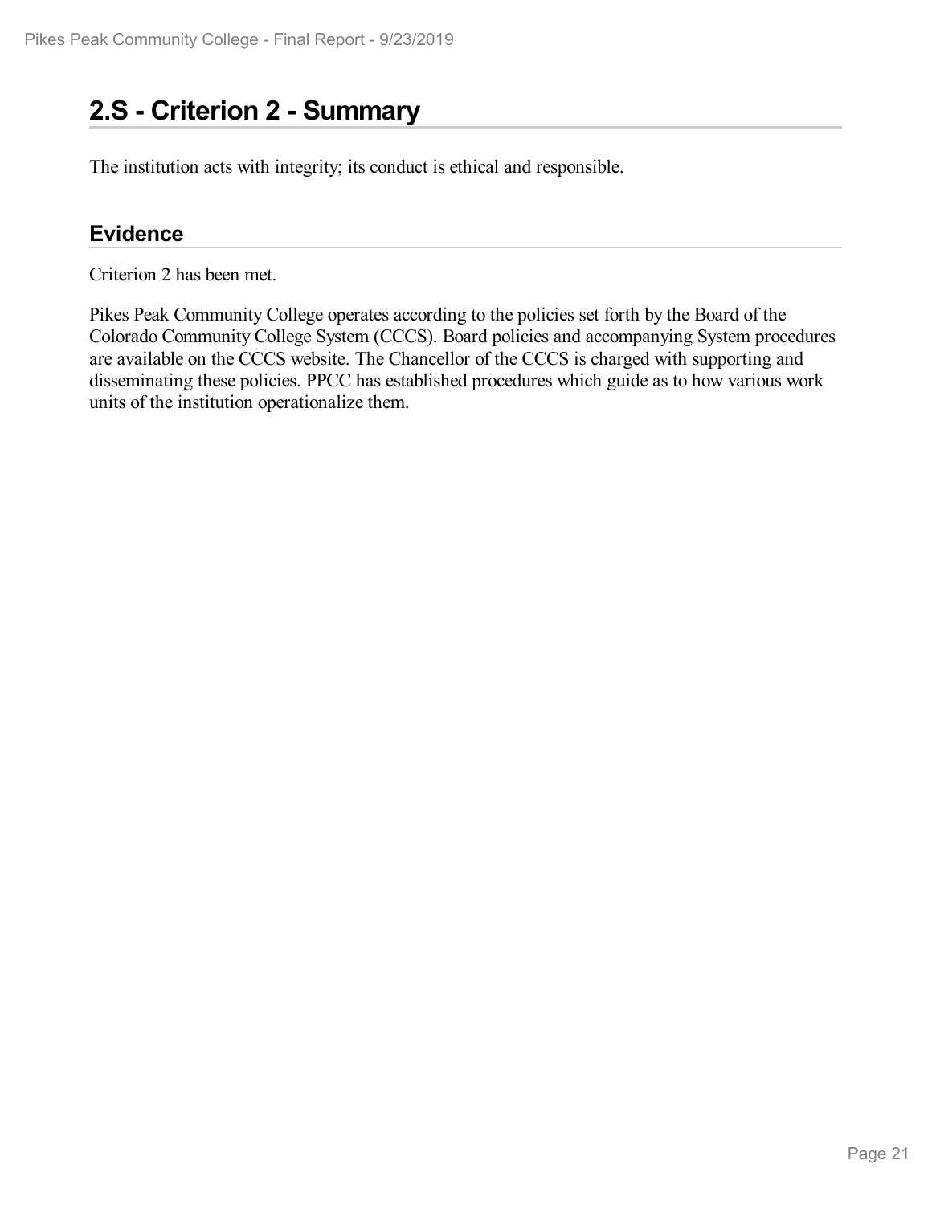## 2.S - Criterion 2 - Summary

The institution acts with integrity; its conduct is ethical and responsible.

### Evidence

Criterion 2 has been met.

Pikes Peak Community College operates according to the policies set forth by the Board of the Colorado Community College System (CCCS). Board policies and accompanying System procedures are available on the CCCS website. The Chancellor of the CCCS is charged with supporting and disseminating these policies. PPCC has established procedures which guide as to how various work units of the institution operationalize them.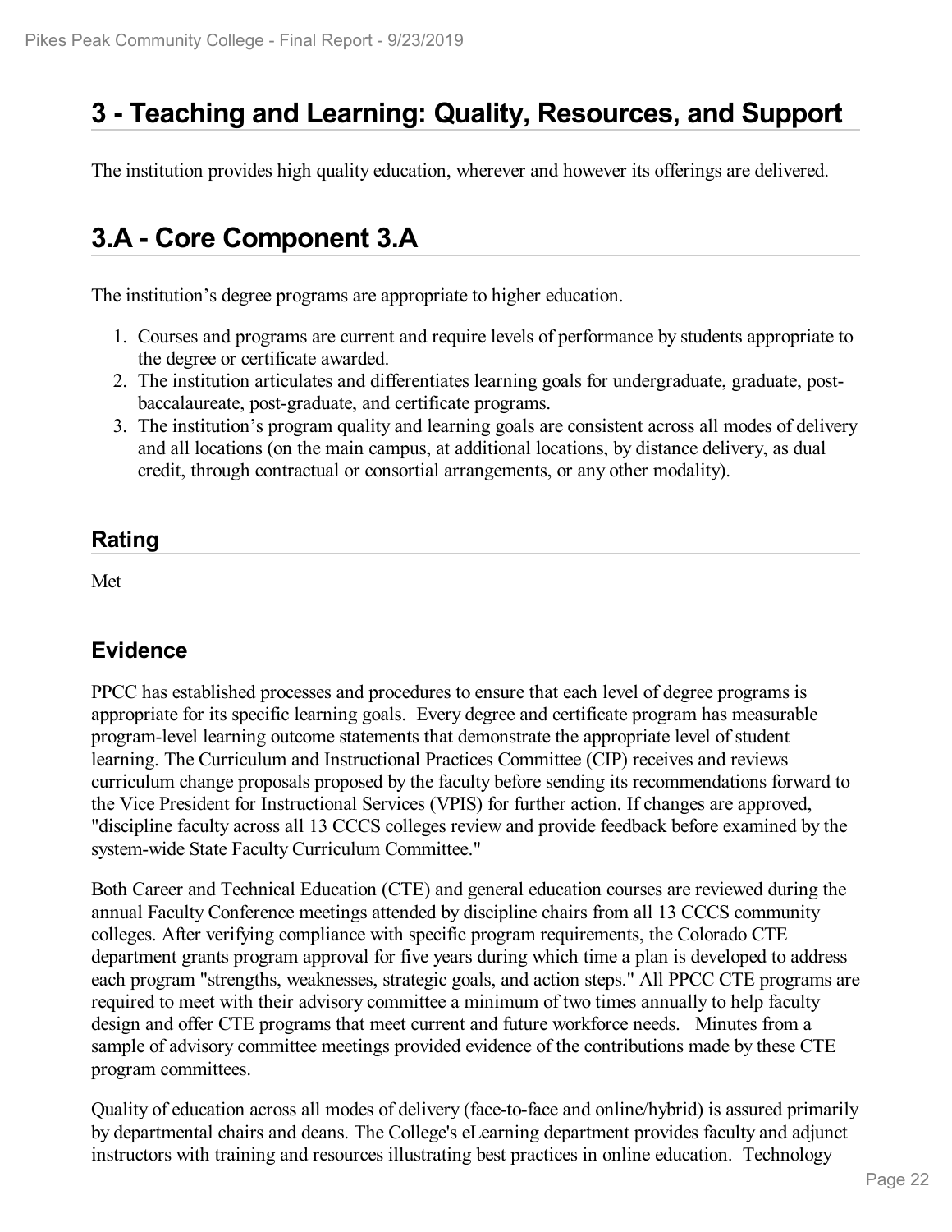# 3 - Teaching and Learning: Quality, Resources, and Support

The institution provides high quality education, wherever and however its offerings are delivered.

# 3.A - Core Component 3.A

The institution's degree programs are appropriate to higher education.

1. Courses and programs are current and require levels of performance by students appropriate to the degree or certificate awarded.
2. The institution articulates and differentiates learning goals for undergraduate, graduate, post-baccalaureate, post-graduate, and certificate programs.
3. The institution's program quality and learning goals are consistent across all modes of delivery and all locations (on the main campus, at additional locations, by distance delivery, as dual credit, through contractual or consortial arrangements, or any other modality).

## Rating

Met

## Evidence

PPCC has established processes and procedures to ensure that each level of degree programs is appropriate for its specific learning goals. Every degree and certificate program has measurable program-level learning outcome statements that demonstrate the appropriate level of student learning. The Curriculum and Instructional Practices Committee (CIP) receives and reviews curriculum change proposals proposed by the faculty before sending its recommendations forward to the Vice President for Instructional Services (VPIS) for further action. If changes are approved, "discipline faculty across all 13 CCCS colleges review and provide feedback before examined by the system-wide State Faculty Curriculum Committee."

Both Career and Technical Education (CTE) and general education courses are reviewed during the annual Faculty Conference meetings attended by discipline chairs from all 13 CCCS community colleges. After verifying compliance with specific program requirements, the Colorado CTE department grants program approval for five years during which time a plan is developed to address each program "strengths, weaknesses, strategic goals, and action steps." All PPCC CTE programs are required to meet with their advisory committee a minimum of two times annually to help faculty design and offer CTE programs that meet current and future workforce needs. Minutes from a sample of advisory committee meetings provided evidence of the contributions made by these CTE program committees.

Quality of education across all modes of delivery (face-to-face and online/hybrid) is assured primarily by departmental chairs and deans. The College's eLearning department provides faculty and adjunct instructors with training and resources illustrating best practices in online education. Technology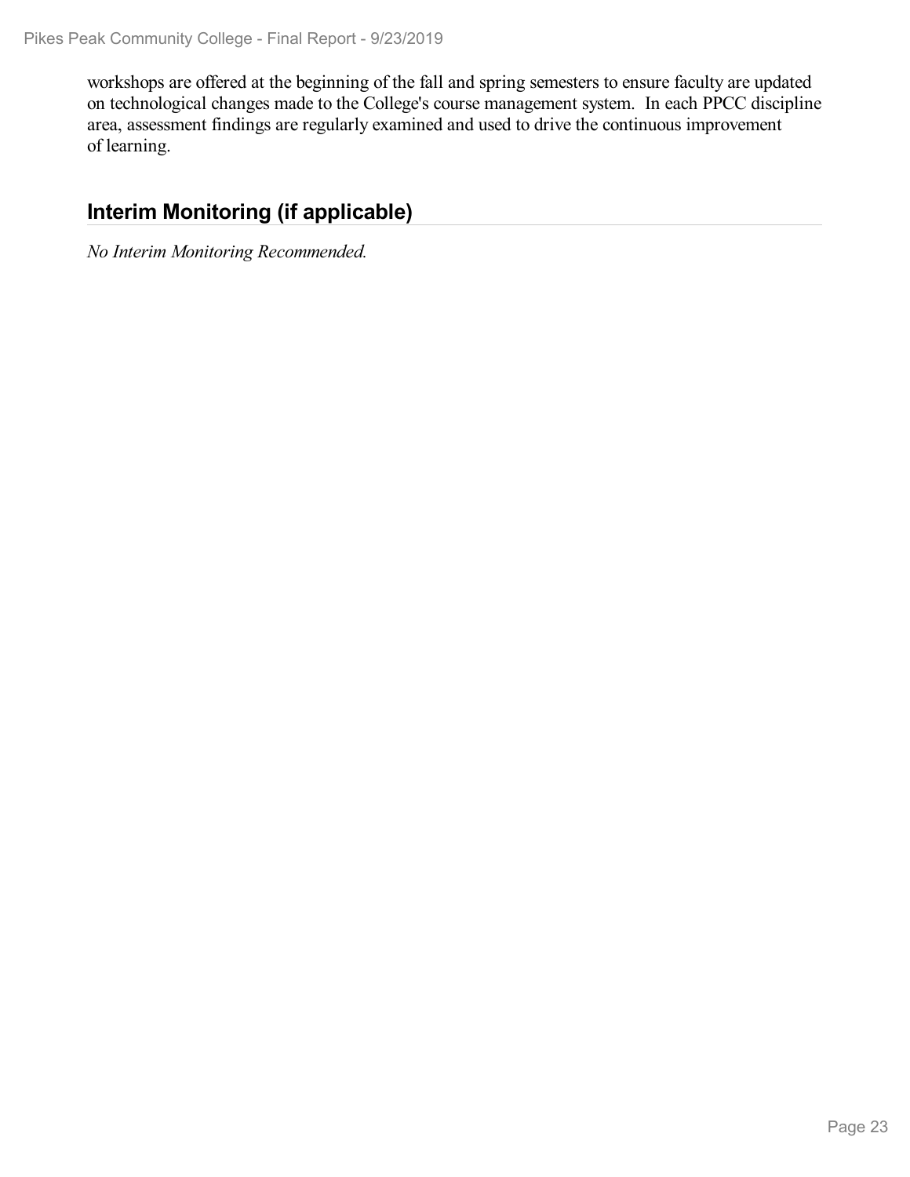workshops are offered at the beginning of the fall and spring semesters to ensure faculty are updated on technological changes made to the College's course management system. In each PPCC discipline area, assessment findings are regularly examined and used to drive the continuous improvement of learning.

## Interim Monitoring (if applicable)

*No Interim Monitoring Recommended.*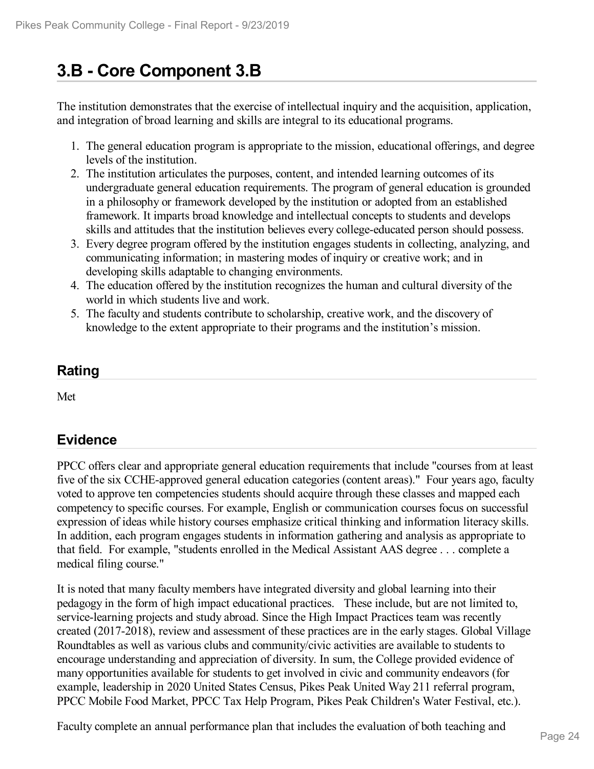# 3.B - Core Component 3.B

The institution demonstrates that the exercise of intellectual inquiry and the acquisition, application, and integration of broad learning and skills are integral to its educational programs.

1. The general education program is appropriate to the mission, educational offerings, and degree levels of the institution.
2. The institution articulates the purposes, content, and intended learning outcomes of its undergraduate general education requirements. The program of general education is grounded in a philosophy or framework developed by the institution or adopted from an established framework. It imparts broad knowledge and intellectual concepts to students and develops skills and attitudes that the institution believes every college-educated person should possess.
3. Every degree program offered by the institution engages students in collecting, analyzing, and communicating information; in mastering modes of inquiry or creative work; and in developing skills adaptable to changing environments.
4. The education offered by the institution recognizes the human and cultural diversity of the world in which students live and work.
5. The faculty and students contribute to scholarship, creative work, and the discovery of knowledge to the extent appropriate to their programs and the institution's mission.

## Rating

Met

## Evidence

PPCC offers clear and appropriate general education requirements that include "courses from at least five of the six CCHE-approved general education categories (content areas)." Four years ago, faculty voted to approve ten competencies students should acquire through these classes and mapped each competency to specific courses. For example, English or communication courses focus on successful expression of ideas while history courses emphasize critical thinking and information literacy skills. In addition, each program engages students in information gathering and analysis as appropriate to that field. For example, "students enrolled in the Medical Assistant AAS degree . . . complete a medical filing course."

It is noted that many faculty members have integrated diversity and global learning into their pedagogy in the form of high impact educational practices. These include, but are not limited to, service-learning projects and study abroad. Since the High Impact Practices team was recently created (2017-2018), review and assessment of these practices are in the early stages. Global Village Roundtables as well as various clubs and community/civic activities are available to students to encourage understanding and appreciation of diversity. In sum, the College provided evidence of many opportunities available for students to get involved in civic and community endeavors (for example, leadership in 2020 United States Census, Pikes Peak United Way 211 referral program, PPCC Mobile Food Market, PPCC Tax Help Program, Pikes Peak Children's Water Festival, etc.).

Faculty complete an annual performance plan that includes the evaluation of both teaching and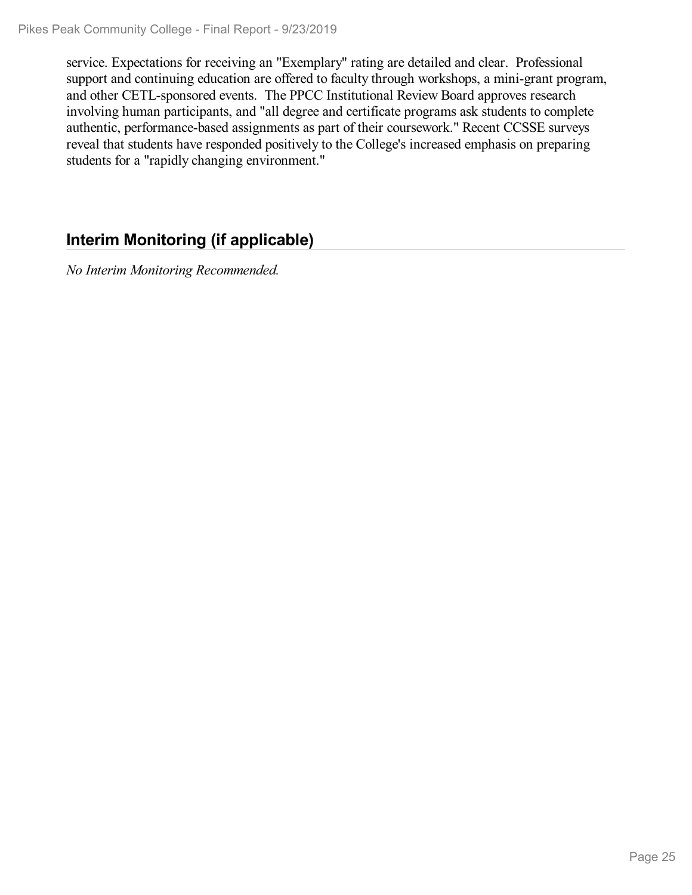service. Expectations for receiving an "Exemplary" rating are detailed and clear. Professional support and continuing education are offered to faculty through workshops, a mini-grant program, and other CETL-sponsored events. The PPCC Institutional Review Board approves research involving human participants, and "all degree and certificate programs ask students to complete authentic, performance-based assignments as part of their coursework." Recent CCSSE surveys reveal that students have responded positively to the College's increased emphasis on preparing students for a "rapidly changing environment."

## Interim Monitoring (if applicable)

*No Interim Monitoring Recommended.*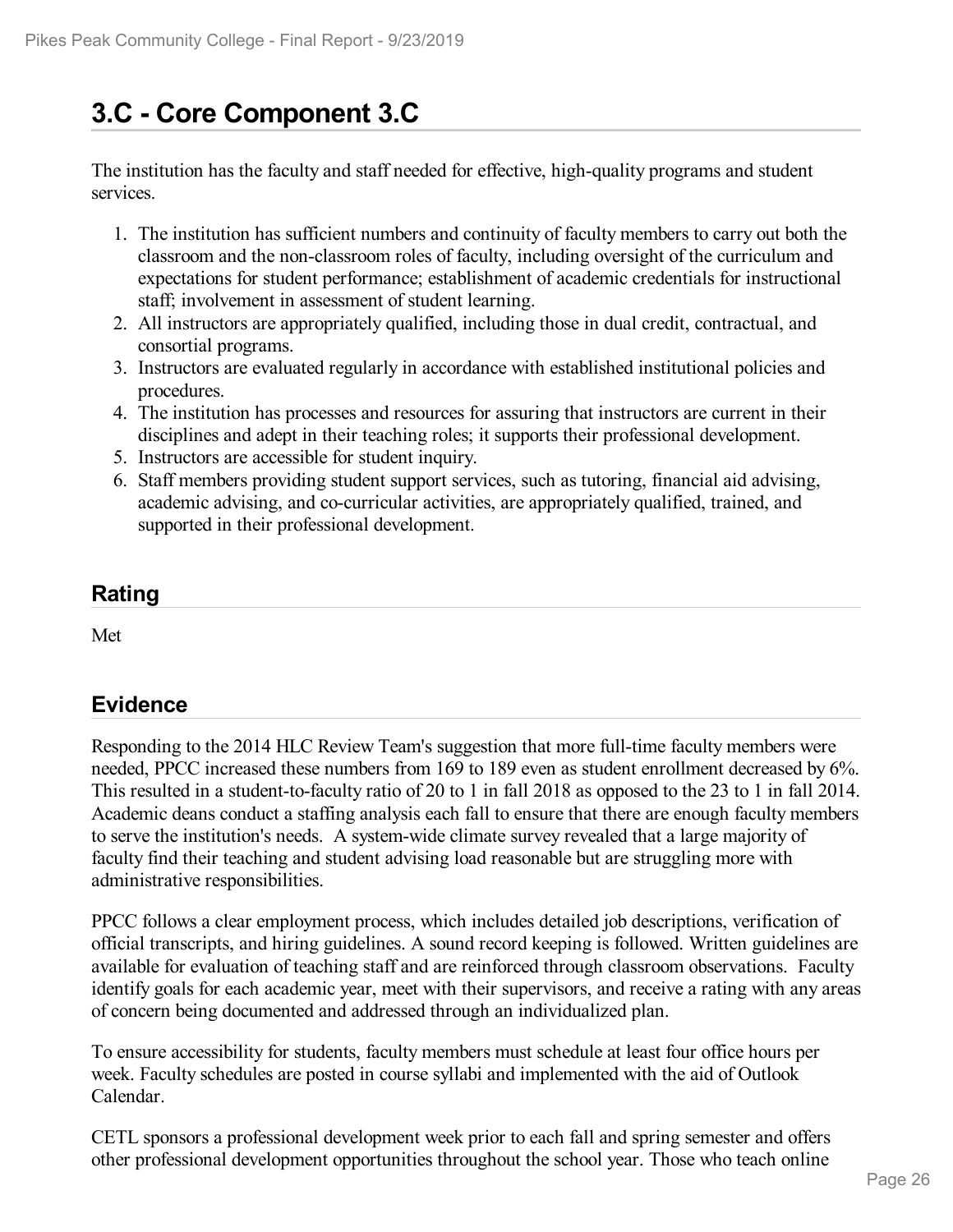## 3.C - Core Component 3.C

The institution has the faculty and staff needed for effective, high-quality programs and student services.

1. The institution has sufficient numbers and continuity of faculty members to carry out both the classroom and the non-classroom roles of faculty, including oversight of the curriculum and expectations for student performance; establishment of academic credentials for instructional staff; involvement in assessment of student learning.
2. All instructors are appropriately qualified, including those in dual credit, contractual, and consortial programs.
3. Instructors are evaluated regularly in accordance with established institutional policies and procedures.
4. The institution has processes and resources for assuring that instructors are current in their disciplines and adept in their teaching roles; it supports their professional development.
5. Instructors are accessible for student inquiry.
6. Staff members providing student support services, such as tutoring, financial aid advising, academic advising, and co-curricular activities, are appropriately qualified, trained, and supported in their professional development.

### Rating

Met

### Evidence

Responding to the 2014 HLC Review Team's suggestion that more full-time faculty members were needed, PPCC increased these numbers from 169 to 189 even as student enrollment decreased by 6%. This resulted in a student-to-faculty ratio of 20 to 1 in fall 2018 as opposed to the 23 to 1 in fall 2014. Academic deans conduct a staffing analysis each fall to ensure that there are enough faculty members to serve the institution's needs. A system-wide climate survey revealed that a large majority of faculty find their teaching and student advising load reasonable but are struggling more with administrative responsibilities.

PPCC follows a clear employment process, which includes detailed job descriptions, verification of official transcripts, and hiring guidelines. A sound record keeping is followed. Written guidelines are available for evaluation of teaching staff and are reinforced through classroom observations. Faculty identify goals for each academic year, meet with their supervisors, and receive a rating with any areas of concern being documented and addressed through an individualized plan.

To ensure accessibility for students, faculty members must schedule at least four office hours per week. Faculty schedules are posted in course syllabi and implemented with the aid of Outlook Calendar.

CETL sponsors a professional development week prior to each fall and spring semester and offers other professional development opportunities throughout the school year. Those who teach online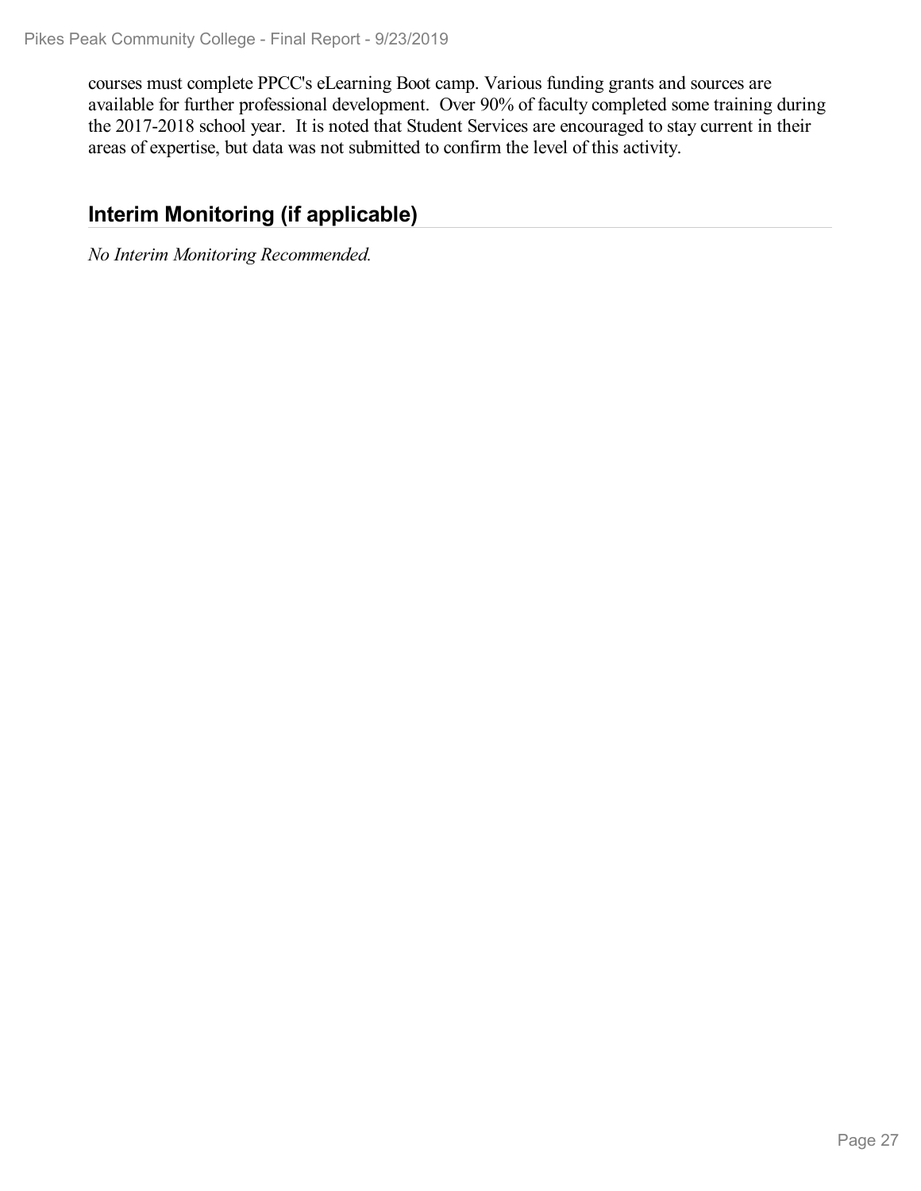courses must complete PPCC's eLearning Boot camp. Various funding grants and sources are available for further professional development. Over 90% of faculty completed some training during the 2017-2018 school year. It is noted that Student Services are encouraged to stay current in their areas of expertise, but data was not submitted to confirm the level of this activity.

## Interim Monitoring (if applicable)

*No Interim Monitoring Recommended.*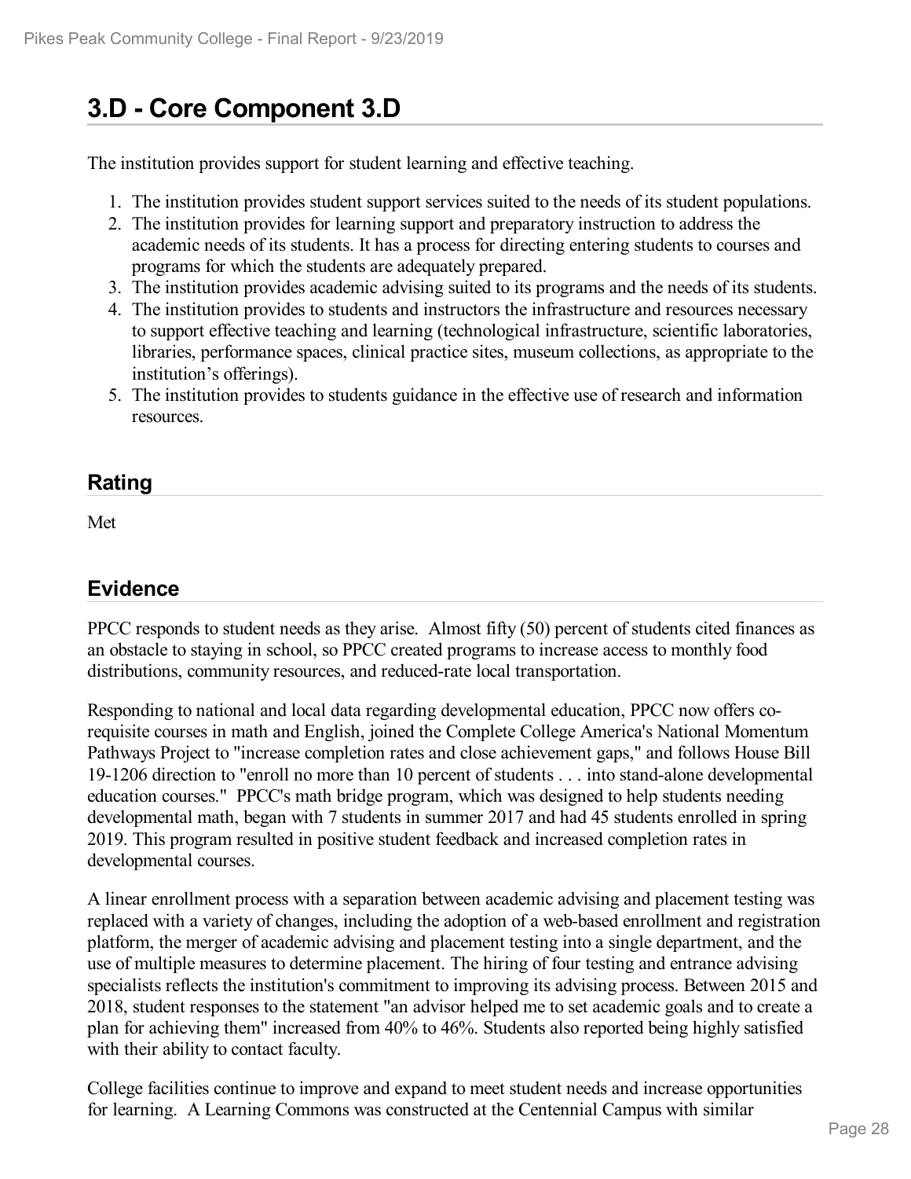# 3.D - Core Component 3.D

The institution provides support for student learning and effective teaching.

1. The institution provides student support services suited to the needs of its student populations.
2. The institution provides for learning support and preparatory instruction to address the academic needs of its students. It has a process for directing entering students to courses and programs for which the students are adequately prepared.
3. The institution provides academic advising suited to its programs and the needs of its students.
4. The institution provides to students and instructors the infrastructure and resources necessary to support effective teaching and learning (technological infrastructure, scientific laboratories, libraries, performance spaces, clinical practice sites, museum collections, as appropriate to the institution's offerings).
5. The institution provides to students guidance in the effective use of research and information resources.

## Rating

Met

## Evidence

PPCC responds to student needs as they arise. Almost fifty (50) percent of students cited finances as an obstacle to staying in school, so PPCC created programs to increase access to monthly food distributions, community resources, and reduced-rate local transportation.

Responding to national and local data regarding developmental education, PPCC now offers co-requisite courses in math and English, joined the Complete College America's National Momentum Pathways Project to "increase completion rates and close achievement gaps," and follows House Bill 19-1206 direction to "enroll no more than 10 percent of students . . . into stand-alone developmental education courses." PPCC's math bridge program, which was designed to help students needing developmental math, began with 7 students in summer 2017 and had 45 students enrolled in spring 2019. This program resulted in positive student feedback and increased completion rates in developmental courses.

A linear enrollment process with a separation between academic advising and placement testing was replaced with a variety of changes, including the adoption of a web-based enrollment and registration platform, the merger of academic advising and placement testing into a single department, and the use of multiple measures to determine placement. The hiring of four testing and entrance advising specialists reflects the institution's commitment to improving its advising process. Between 2015 and 2018, student responses to the statement "an advisor helped me to set academic goals and to create a plan for achieving them" increased from 40% to 46%. Students also reported being highly satisfied with their ability to contact faculty.

College facilities continue to improve and expand to meet student needs and increase opportunities for learning. A Learning Commons was constructed at the Centennial Campus with similar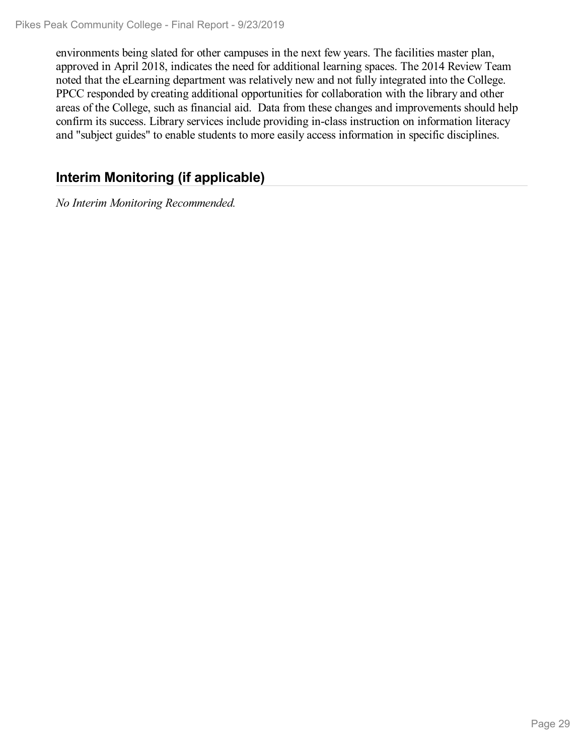environments being slated for other campuses in the next few years. The facilities master plan, approved in April 2018, indicates the need for additional learning spaces. The 2014 Review Team noted that the eLearning department was relatively new and not fully integrated into the College. PPCC responded by creating additional opportunities for collaboration with the library and other areas of the College, such as financial aid. Data from these changes and improvements should help confirm its success. Library services include providing in-class instruction on information literacy and "subject guides" to enable students to more easily access information in specific disciplines.

## Interim Monitoring (if applicable)

*No Interim Monitoring Recommended.*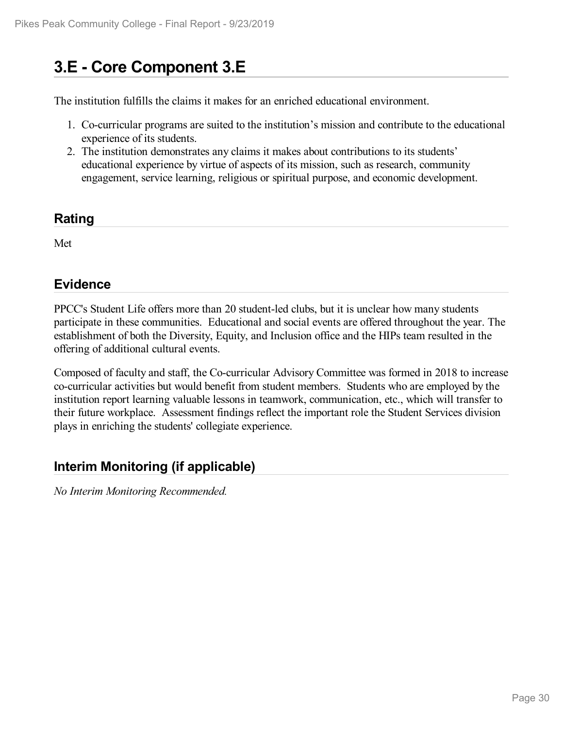# 3.E - Core Component 3.E

The institution fulfills the claims it makes for an enriched educational environment.

1. Co-curricular programs are suited to the institution's mission and contribute to the educational experience of its students.
2. The institution demonstrates any claims it makes about contributions to its students' educational experience by virtue of aspects of its mission, such as research, community engagement, service learning, religious or spiritual purpose, and economic development.

## Rating

Met

## Evidence

PPCC's Student Life offers more than 20 student-led clubs, but it is unclear how many students participate in these communities. Educational and social events are offered throughout the year. The establishment of both the Diversity, Equity, and Inclusion office and the HIPs team resulted in the offering of additional cultural events.

Composed of faculty and staff, the Co-curricular Advisory Committee was formed in 2018 to increase co-curricular activities but would benefit from student members. Students who are employed by the institution report learning valuable lessons in teamwork, communication, etc., which will transfer to their future workplace. Assessment findings reflect the important role the Student Services division plays in enriching the students' collegiate experience.

## Interim Monitoring (if applicable)

*No Interim Monitoring Recommended.*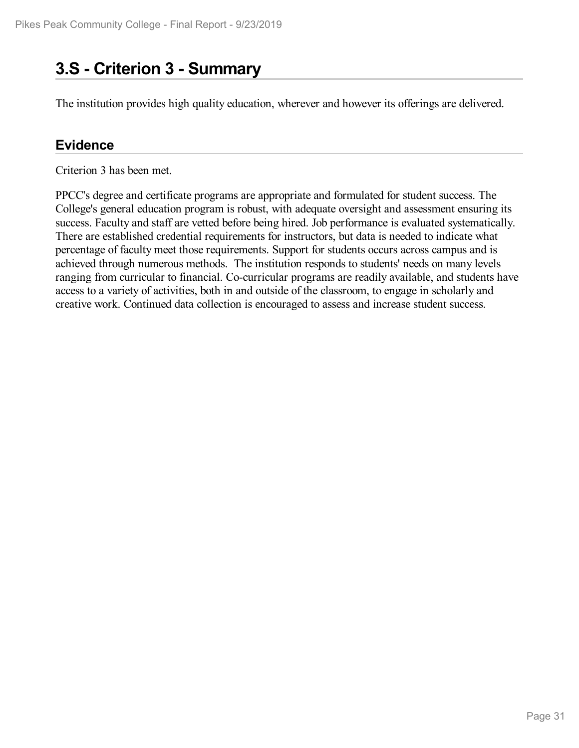# 3.S - Criterion 3 - Summary

The institution provides high quality education, wherever and however its offerings are delivered.

## Evidence

Criterion 3 has been met.

PPCC's degree and certificate programs are appropriate and formulated for student success. The College's general education program is robust, with adequate oversight and assessment ensuring its success. Faculty and staff are vetted before being hired. Job performance is evaluated systematically. There are established credential requirements for instructors, but data is needed to indicate what percentage of faculty meet those requirements. Support for students occurs across campus and is achieved through numerous methods. The institution responds to students' needs on many levels ranging from curricular to financial. Co-curricular programs are readily available, and students have access to a variety of activities, both in and outside of the classroom, to engage in scholarly and creative work. Continued data collection is encouraged to assess and increase student success.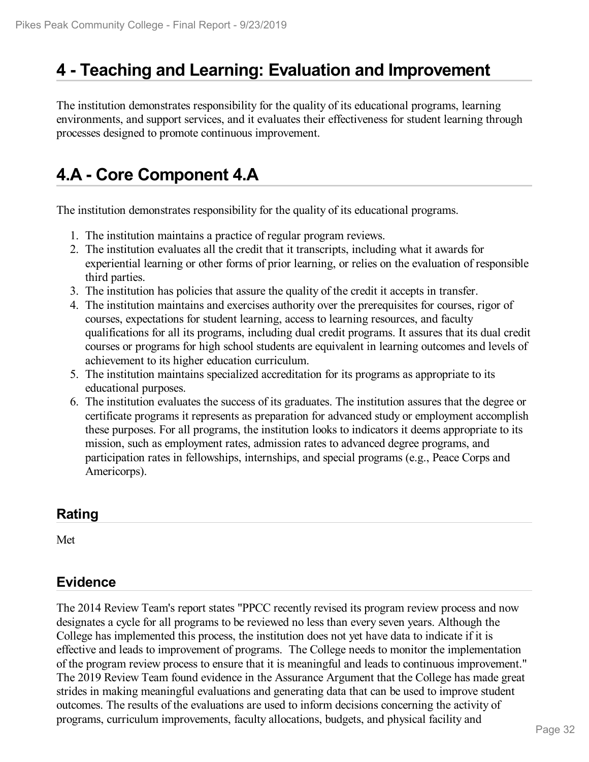# 4 - Teaching and Learning: Evaluation and Improvement

The institution demonstrates responsibility for the quality of its educational programs, learning environments, and support services, and it evaluates their effectiveness for student learning through processes designed to promote continuous improvement.

# 4.A - Core Component 4.A

The institution demonstrates responsibility for the quality of its educational programs.

1. The institution maintains a practice of regular program reviews.
2. The institution evaluates all the credit that it transcripts, including what it awards for experiential learning or other forms of prior learning, or relies on the evaluation of responsible third parties.
3. The institution has policies that assure the quality of the credit it accepts in transfer.
4. The institution maintains and exercises authority over the prerequisites for courses, rigor of courses, expectations for student learning, access to learning resources, and faculty qualifications for all its programs, including dual credit programs. It assures that its dual credit courses or programs for high school students are equivalent in learning outcomes and levels of achievement to its higher education curriculum.
5. The institution maintains specialized accreditation for its programs as appropriate to its educational purposes.
6. The institution evaluates the success of its graduates. The institution assures that the degree or certificate programs it represents as preparation for advanced study or employment accomplish these purposes. For all programs, the institution looks to indicators it deems appropriate to its mission, such as employment rates, admission rates to advanced degree programs, and participation rates in fellowships, internships, and special programs (e.g., Peace Corps and Americorps).

## Rating

Met

## Evidence

The 2014 Review Team's report states "PPCC recently revised its program review process and now designates a cycle for all programs to be reviewed no less than every seven years. Although the College has implemented this process, the institution does not yet have data to indicate if it is effective and leads to improvement of programs. The College needs to monitor the implementation of the program review process to ensure that it is meaningful and leads to continuous improvement." The 2019 Review Team found evidence in the Assurance Argument that the College has made great strides in making meaningful evaluations and generating data that can be used to improve student outcomes. The results of the evaluations are used to inform decisions concerning the activity of programs, curriculum improvements, faculty allocations, budgets, and physical facility and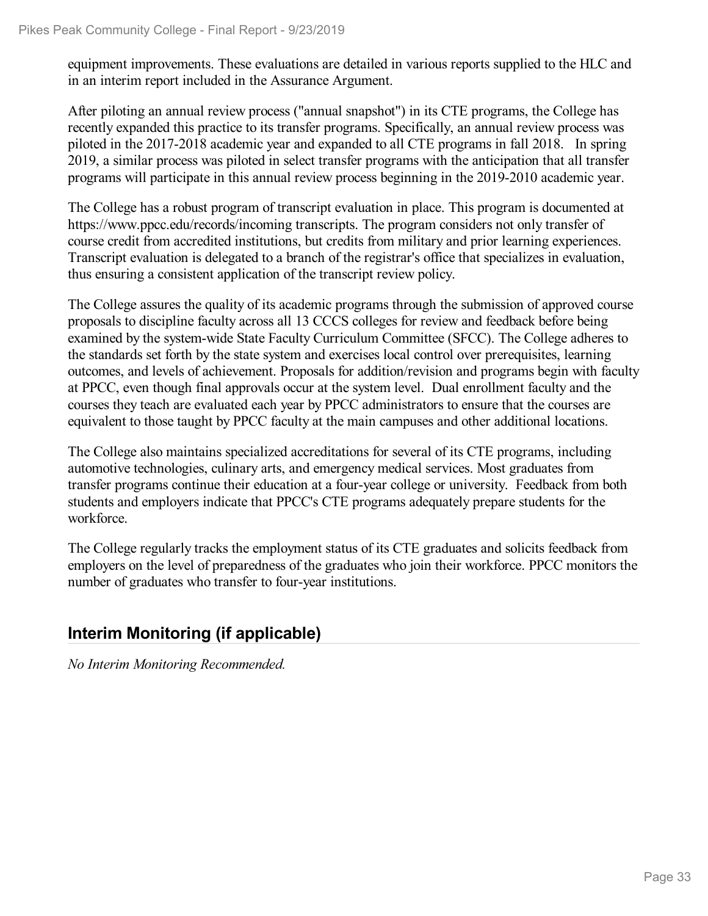equipment improvements. These evaluations are detailed in various reports supplied to the HLC and in an interim report included in the Assurance Argument.

After piloting an annual review process ("annual snapshot") in its CTE programs, the College has recently expanded this practice to its transfer programs. Specifically, an annual review process was piloted in the 2017-2018 academic year and expanded to all CTE programs in fall 2018. In spring 2019, a similar process was piloted in select transfer programs with the anticipation that all transfer programs will participate in this annual review process beginning in the 2019-2010 academic year.

The College has a robust program of transcript evaluation in place. This program is documented at https://www.ppcc.edu/records/incoming transcripts. The program considers not only transfer of course credit from accredited institutions, but credits from military and prior learning experiences. Transcript evaluation is delegated to a branch of the registrar's office that specializes in evaluation, thus ensuring a consistent application of the transcript review policy.

The College assures the quality of its academic programs through the submission of approved course proposals to discipline faculty across all 13 CCCS colleges for review and feedback before being examined by the system-wide State Faculty Curriculum Committee (SFCC). The College adheres to the standards set forth by the state system and exercises local control over prerequisites, learning outcomes, and levels of achievement. Proposals for addition/revision and programs begin with faculty at PPCC, even though final approvals occur at the system level. Dual enrollment faculty and the courses they teach are evaluated each year by PPCC administrators to ensure that the courses are equivalent to those taught by PPCC faculty at the main campuses and other additional locations.

The College also maintains specialized accreditations for several of its CTE programs, including automotive technologies, culinary arts, and emergency medical services. Most graduates from transfer programs continue their education at a four-year college or university. Feedback from both students and employers indicate that PPCC's CTE programs adequately prepare students for the workforce.

The College regularly tracks the employment status of its CTE graduates and solicits feedback from employers on the level of preparedness of the graduates who join their workforce. PPCC monitors the number of graduates who transfer to four-year institutions.

## Interim Monitoring (if applicable)

*No Interim Monitoring Recommended.*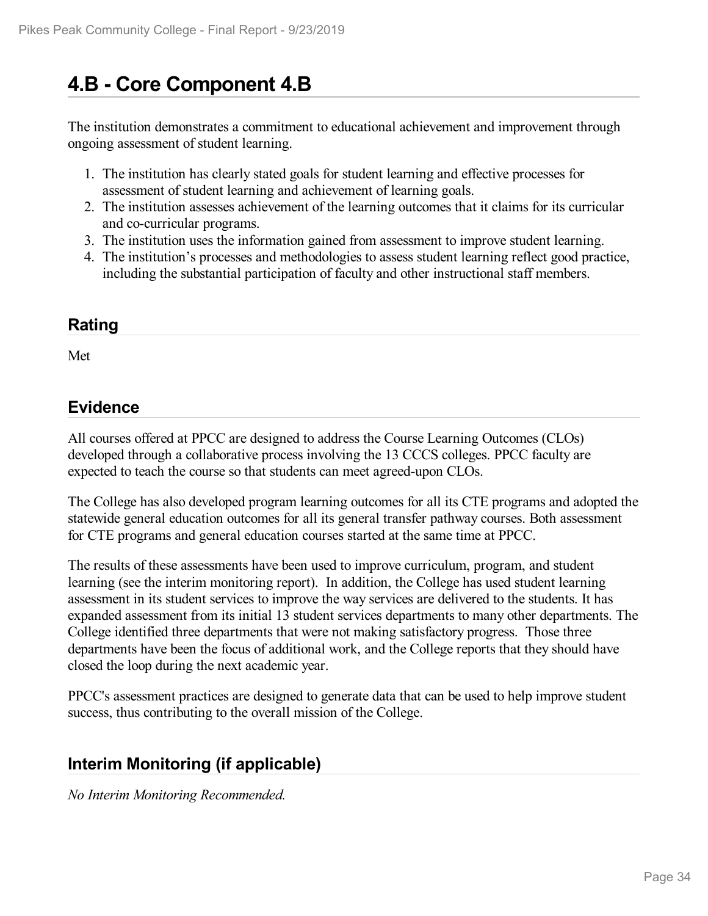# 4.B - Core Component 4.B

The institution demonstrates a commitment to educational achievement and improvement through ongoing assessment of student learning.

1. The institution has clearly stated goals for student learning and effective processes for assessment of student learning and achievement of learning goals.
2. The institution assesses achievement of the learning outcomes that it claims for its curricular and co-curricular programs.
3. The institution uses the information gained from assessment to improve student learning.
4. The institution's processes and methodologies to assess student learning reflect good practice, including the substantial participation of faculty and other instructional staff members.

## Rating

Met

## Evidence

All courses offered at PPCC are designed to address the Course Learning Outcomes (CLOs) developed through a collaborative process involving the 13 CCCS colleges. PPCC faculty are expected to teach the course so that students can meet agreed-upon CLOs.

The College has also developed program learning outcomes for all its CTE programs and adopted the statewide general education outcomes for all its general transfer pathway courses. Both assessment for CTE programs and general education courses started at the same time at PPCC.

The results of these assessments have been used to improve curriculum, program, and student learning (see the interim monitoring report). In addition, the College has used student learning assessment in its student services to improve the way services are delivered to the students. It has expanded assessment from its initial 13 student services departments to many other departments. The College identified three departments that were not making satisfactory progress. Those three departments have been the focus of additional work, and the College reports that they should have closed the loop during the next academic year.

PPCC's assessment practices are designed to generate data that can be used to help improve student success, thus contributing to the overall mission of the College.

## Interim Monitoring (if applicable)

*No Interim Monitoring Recommended.*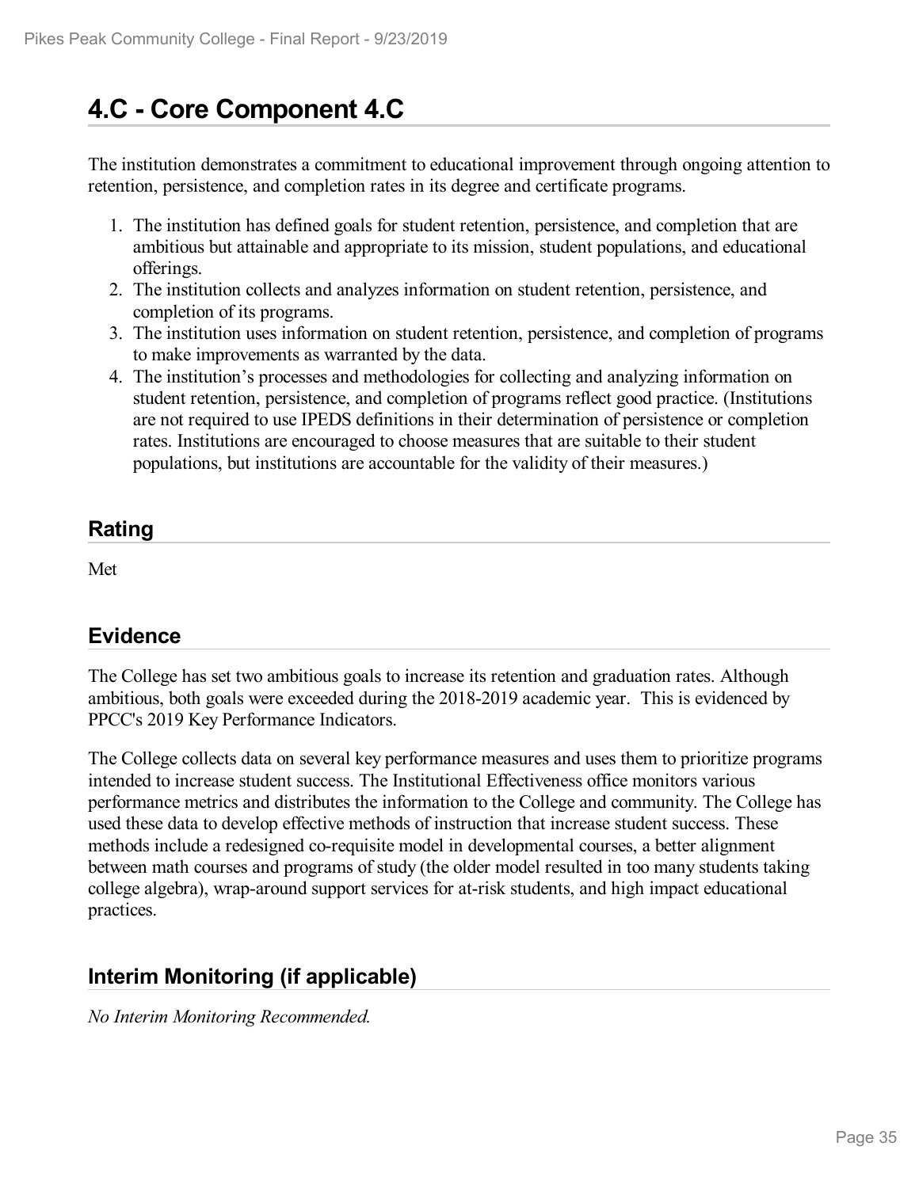# 4.C - Core Component 4.C

The institution demonstrates a commitment to educational improvement through ongoing attention to retention, persistence, and completion rates in its degree and certificate programs.

1. The institution has defined goals for student retention, persistence, and completion that are ambitious but attainable and appropriate to its mission, student populations, and educational offerings.
2. The institution collects and analyzes information on student retention, persistence, and completion of its programs.
3. The institution uses information on student retention, persistence, and completion of programs to make improvements as warranted by the data.
4. The institution's processes and methodologies for collecting and analyzing information on student retention, persistence, and completion of programs reflect good practice. (Institutions are not required to use IPEDS definitions in their determination of persistence or completion rates. Institutions are encouraged to choose measures that are suitable to their student populations, but institutions are accountable for the validity of their measures.)

## Rating

Met

## Evidence

The College has set two ambitious goals to increase its retention and graduation rates. Although ambitious, both goals were exceeded during the 2018-2019 academic year. This is evidenced by PPCC's 2019 Key Performance Indicators.

The College collects data on several key performance measures and uses them to prioritize programs intended to increase student success. The Institutional Effectiveness office monitors various performance metrics and distributes the information to the College and community. The College has used these data to develop effective methods of instruction that increase student success. These methods include a redesigned co-requisite model in developmental courses, a better alignment between math courses and programs of study (the older model resulted in too many students taking college algebra), wrap-around support services for at-risk students, and high impact educational practices.

## Interim Monitoring (if applicable)

*No Interim Monitoring Recommended.*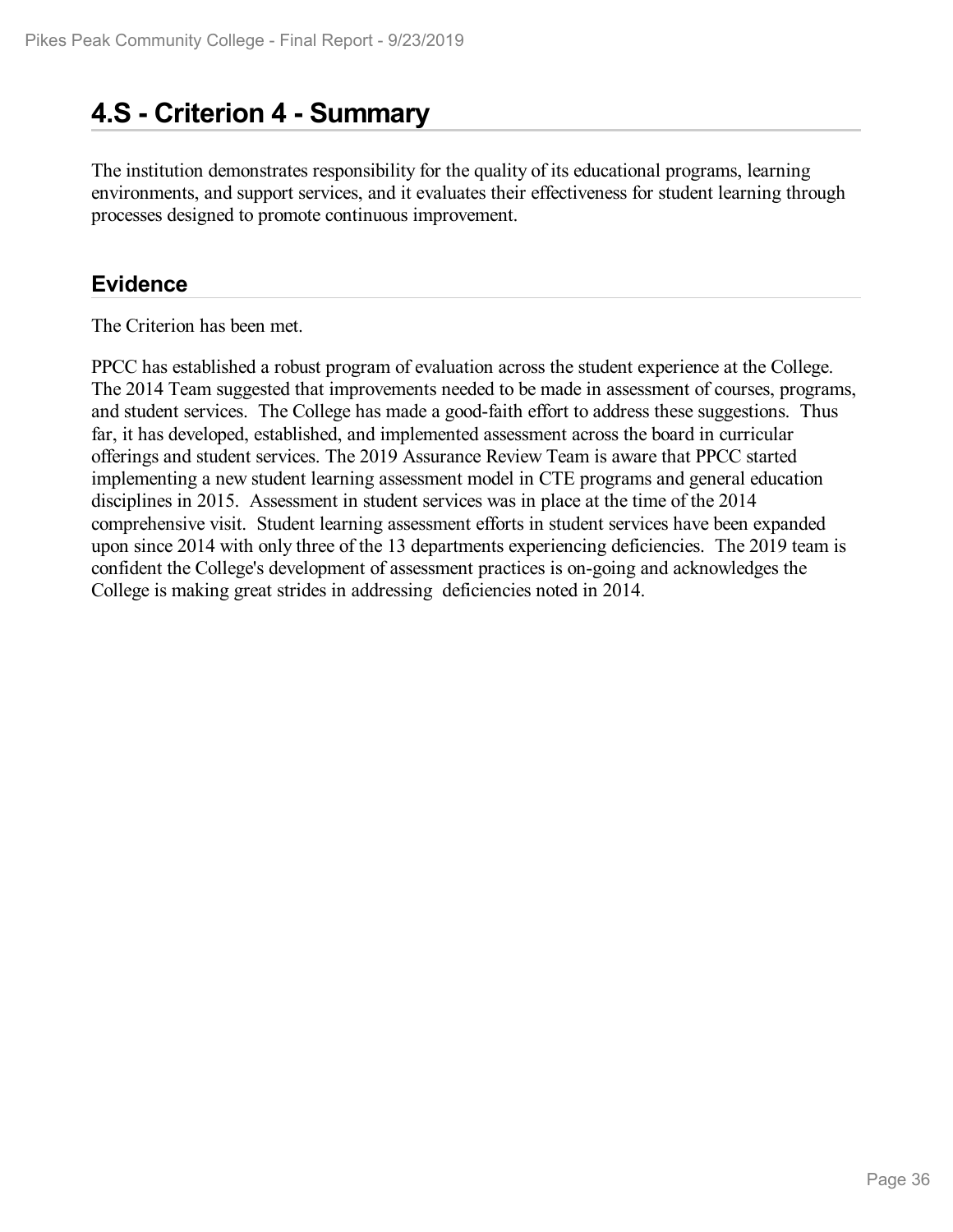# 4.S - Criterion 4 - Summary

The institution demonstrates responsibility for the quality of its educational programs, learning environments, and support services, and it evaluates their effectiveness for student learning through processes designed to promote continuous improvement.

## Evidence

The Criterion has been met.

PPCC has established a robust program of evaluation across the student experience at the College. The 2014 Team suggested that improvements needed to be made in assessment of courses, programs, and student services. The College has made a good-faith effort to address these suggestions. Thus far, it has developed, established, and implemented assessment across the board in curricular offerings and student services. The 2019 Assurance Review Team is aware that PPCC started implementing a new student learning assessment model in CTE programs and general education disciplines in 2015. Assessment in student services was in place at the time of the 2014 comprehensive visit. Student learning assessment efforts in student services have been expanded upon since 2014 with only three of the 13 departments experiencing deficiencies. The 2019 team is confident the College's development of assessment practices is on-going and acknowledges the College is making great strides in addressing deficiencies noted in 2014.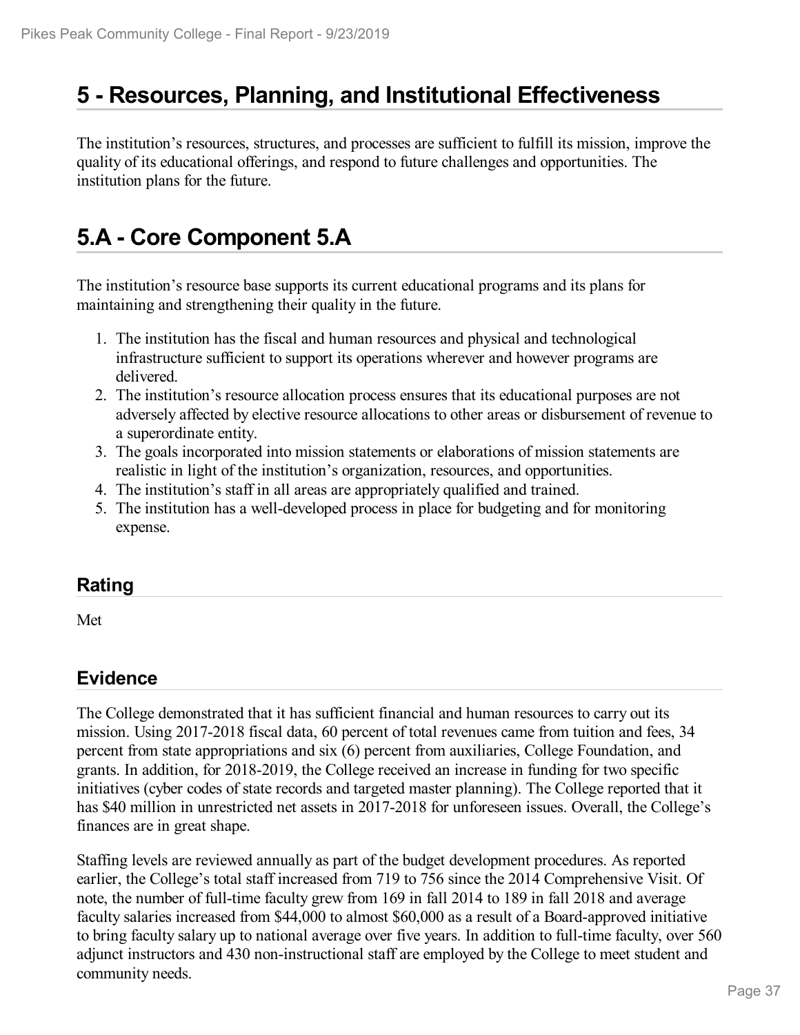# 5 - Resources, Planning, and Institutional Effectiveness

The institution's resources, structures, and processes are sufficient to fulfill its mission, improve the quality of its educational offerings, and respond to future challenges and opportunities. The institution plans for the future.

# 5.A - Core Component 5.A

The institution's resource base supports its current educational programs and its plans for maintaining and strengthening their quality in the future.

1. The institution has the fiscal and human resources and physical and technological infrastructure sufficient to support its operations wherever and however programs are delivered.
2. The institution's resource allocation process ensures that its educational purposes are not adversely affected by elective resource allocations to other areas or disbursement of revenue to a superordinate entity.
3. The goals incorporated into mission statements or elaborations of mission statements are realistic in light of the institution's organization, resources, and opportunities.
4. The institution's staff in all areas are appropriately qualified and trained.
5. The institution has a well-developed process in place for budgeting and for monitoring expense.

## Rating

Met

## Evidence

The College demonstrated that it has sufficient financial and human resources to carry out its mission. Using 2017-2018 fiscal data, 60 percent of total revenues came from tuition and fees, 34 percent from state appropriations and six (6) percent from auxiliaries, College Foundation, and grants. In addition, for 2018-2019, the College received an increase in funding for two specific initiatives (cyber codes of state records and targeted master planning). The College reported that it has $40 million in unrestricted net assets in 2017-2018 for unforeseen issues. Overall, the College's finances are in great shape.

Staffing levels are reviewed annually as part of the budget development procedures. As reported earlier, the College's total staff increased from 719 to 756 since the 2014 Comprehensive Visit. Of note, the number of full-time faculty grew from 169 in fall 2014 to 189 in fall 2018 and average faculty salaries increased from $44,000 to almost $60,000 as a result of a Board-approved initiative to bring faculty salary up to national average over five years. In addition to full-time faculty, over 560 adjunct instructors and 430 non-instructional staff are employed by the College to meet student and community needs.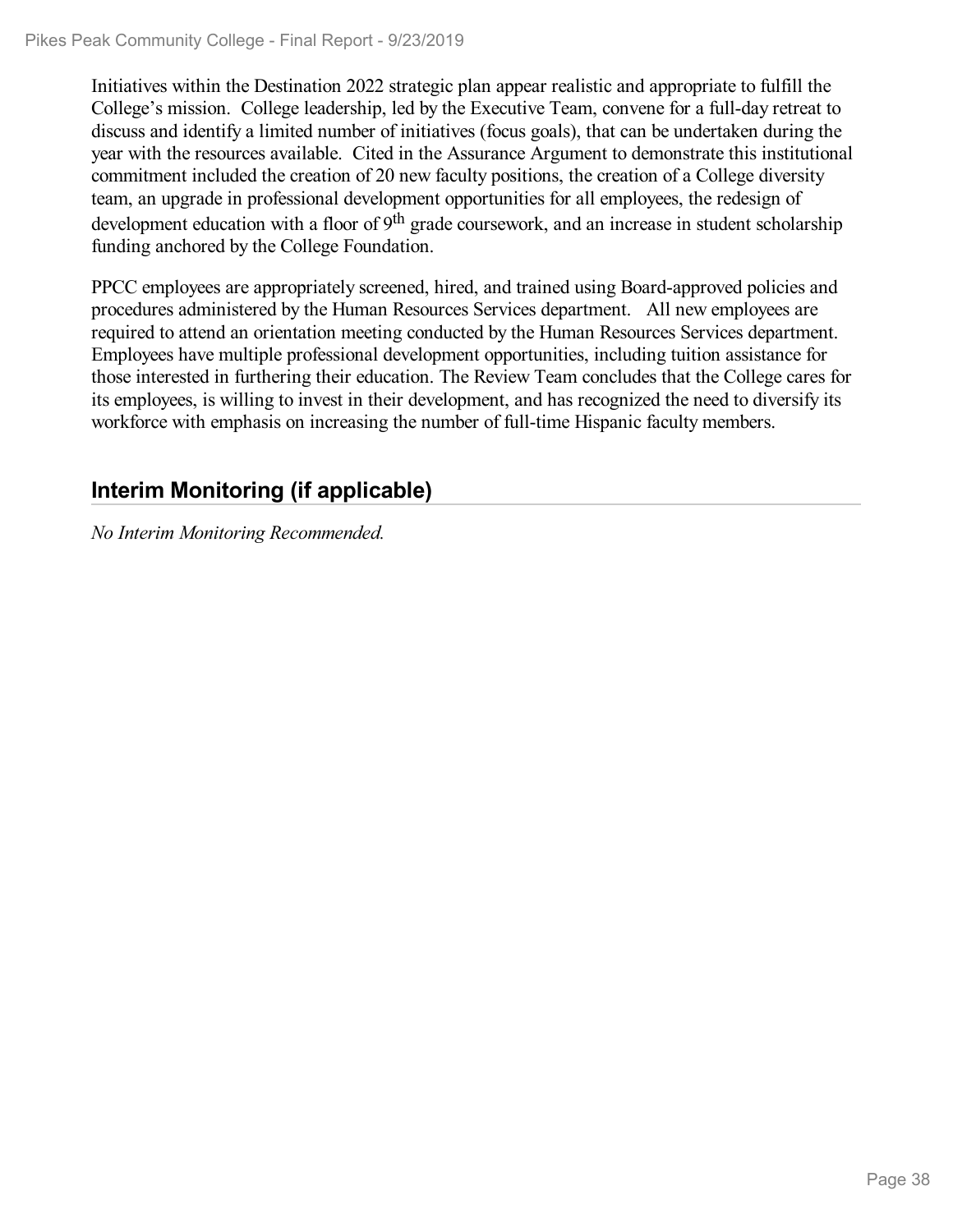Initiatives within the Destination 2022 strategic plan appear realistic and appropriate to fulfill the College's mission. College leadership, led by the Executive Team, convene for a full-day retreat to discuss and identify a limited number of initiatives (focus goals), that can be undertaken during the year with the resources available. Cited in the Assurance Argument to demonstrate this institutional commitment included the creation of 20 new faculty positions, the creation of a College diversity team, an upgrade in professional development opportunities for all employees, the redesign of development education with a floor of 9th grade coursework, and an increase in student scholarship funding anchored by the College Foundation.

PPCC employees are appropriately screened, hired, and trained using Board-approved policies and procedures administered by the Human Resources Services department. All new employees are required to attend an orientation meeting conducted by the Human Resources Services department. Employees have multiple professional development opportunities, including tuition assistance for those interested in furthering their education. The Review Team concludes that the College cares for its employees, is willing to invest in their development, and has recognized the need to diversify its workforce with emphasis on increasing the number of full-time Hispanic faculty members.

## Interim Monitoring (if applicable)

*No Interim Monitoring Recommended.*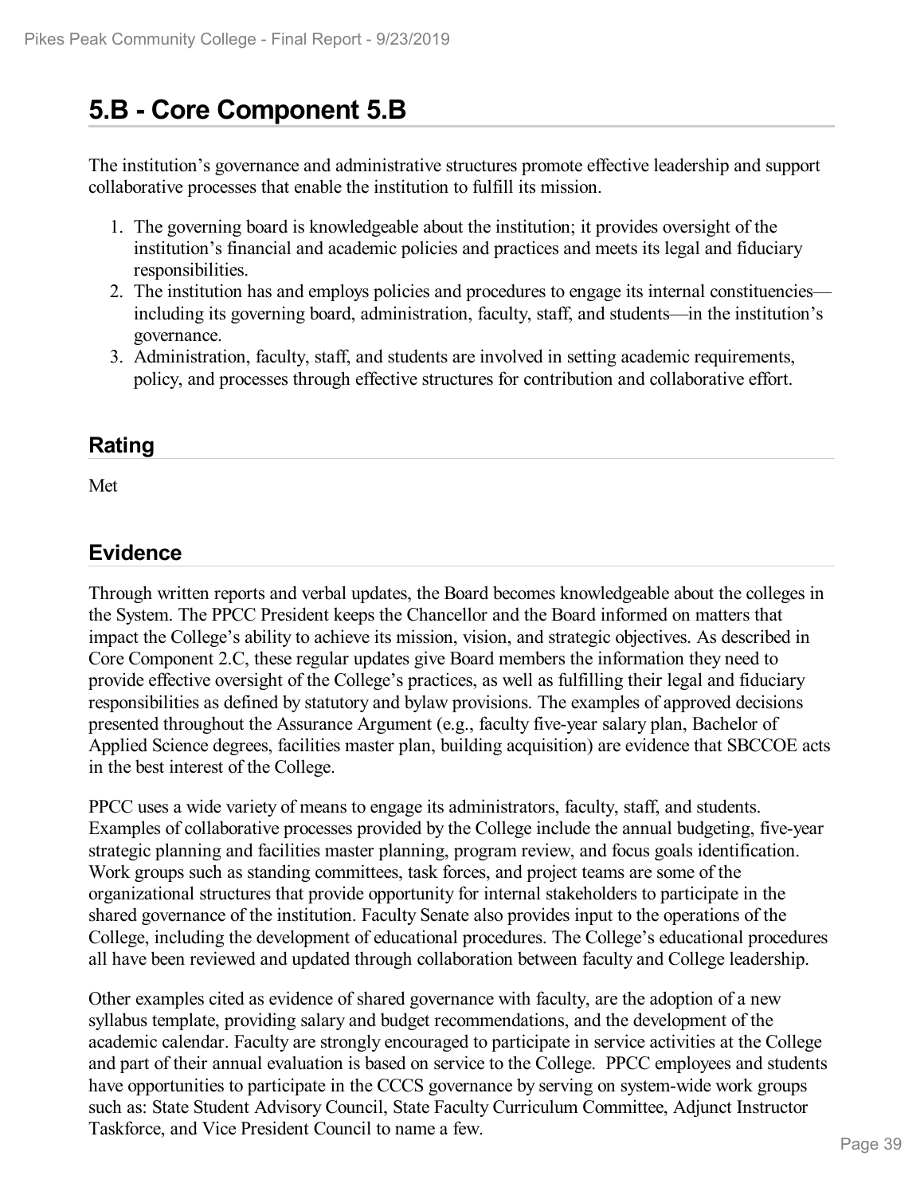# 5.B - Core Component 5.B

The institution's governance and administrative structures promote effective leadership and support collaborative processes that enable the institution to fulfill its mission.

1. The governing board is knowledgeable about the institution; it provides oversight of the institution's financial and academic policies and practices and meets its legal and fiduciary responsibilities.
2. The institution has and employs policies and procedures to engage its internal constituencies—including its governing board, administration, faculty, staff, and students—in the institution's governance.
3. Administration, faculty, staff, and students are involved in setting academic requirements, policy, and processes through effective structures for contribution and collaborative effort.

## Rating

Met

## Evidence

Through written reports and verbal updates, the Board becomes knowledgeable about the colleges in the System. The PPCC President keeps the Chancellor and the Board informed on matters that impact the College's ability to achieve its mission, vision, and strategic objectives. As described in Core Component 2.C, these regular updates give Board members the information they need to provide effective oversight of the College's practices, as well as fulfilling their legal and fiduciary responsibilities as defined by statutory and bylaw provisions. The examples of approved decisions presented throughout the Assurance Argument (e.g., faculty five-year salary plan, Bachelor of Applied Science degrees, facilities master plan, building acquisition) are evidence that SBCCOE acts in the best interest of the College.

PPCC uses a wide variety of means to engage its administrators, faculty, staff, and students. Examples of collaborative processes provided by the College include the annual budgeting, five-year strategic planning and facilities master planning, program review, and focus goals identification. Work groups such as standing committees, task forces, and project teams are some of the organizational structures that provide opportunity for internal stakeholders to participate in the shared governance of the institution. Faculty Senate also provides input to the operations of the College, including the development of educational procedures. The College's educational procedures all have been reviewed and updated through collaboration between faculty and College leadership.

Other examples cited as evidence of shared governance with faculty, are the adoption of a new syllabus template, providing salary and budget recommendations, and the development of the academic calendar. Faculty are strongly encouraged to participate in service activities at the College and part of their annual evaluation is based on service to the College. PPCC employees and students have opportunities to participate in the CCCS governance by serving on system-wide work groups such as: State Student Advisory Council, State Faculty Curriculum Committee, Adjunct Instructor Taskforce, and Vice President Council to name a few.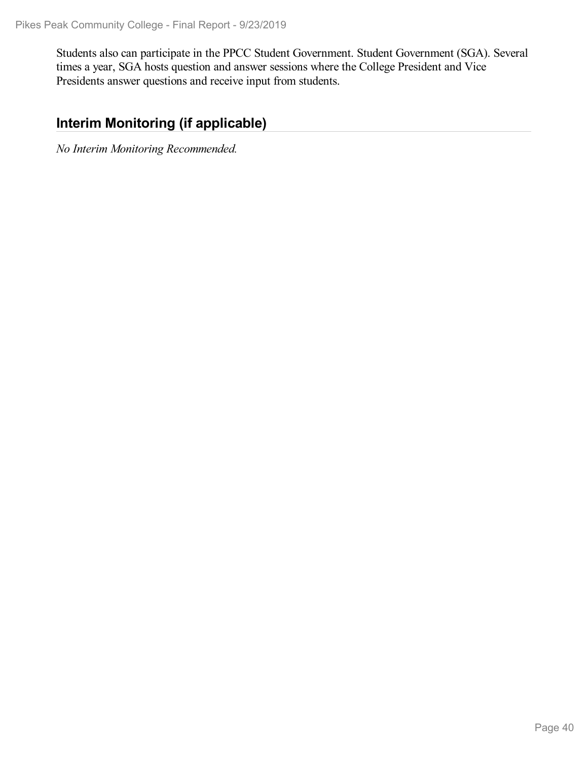Students also can participate in the PPCC Student Government. Student Government (SGA). Several times a year, SGA hosts question and answer sessions where the College President and Vice Presidents answer questions and receive input from students.

## Interim Monitoring (if applicable)

*No Interim Monitoring Recommended.*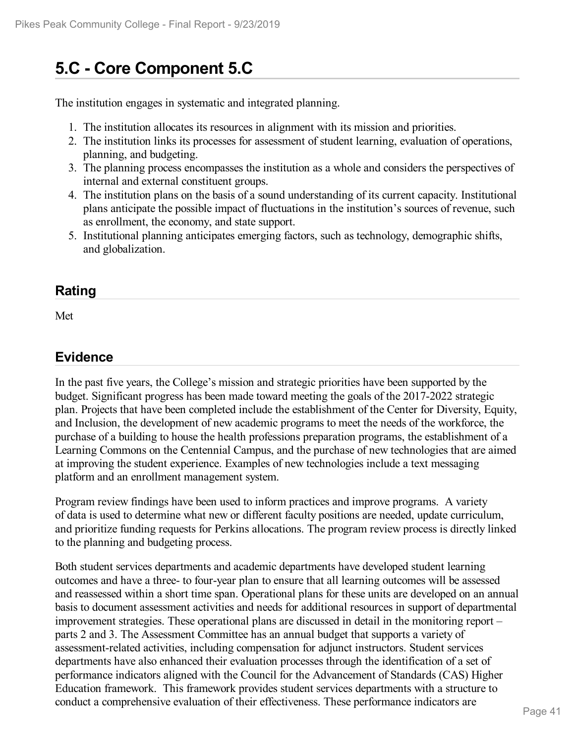# 5.C - Core Component 5.C

The institution engages in systematic and integrated planning.

1. The institution allocates its resources in alignment with its mission and priorities.
2. The institution links its processes for assessment of student learning, evaluation of operations, planning, and budgeting.
3. The planning process encompasses the institution as a whole and considers the perspectives of internal and external constituent groups.
4. The institution plans on the basis of a sound understanding of its current capacity. Institutional plans anticipate the possible impact of fluctuations in the institution's sources of revenue, such as enrollment, the economy, and state support.
5. Institutional planning anticipates emerging factors, such as technology, demographic shifts, and globalization.

## Rating

Met

## Evidence

In the past five years, the College's mission and strategic priorities have been supported by the budget. Significant progress has been made toward meeting the goals of the 2017-2022 strategic plan. Projects that have been completed include the establishment of the Center for Diversity, Equity, and Inclusion, the development of new academic programs to meet the needs of the workforce, the purchase of a building to house the health professions preparation programs, the establishment of a Learning Commons on the Centennial Campus, and the purchase of new technologies that are aimed at improving the student experience. Examples of new technologies include a text messaging platform and an enrollment management system.

Program review findings have been used to inform practices and improve programs. A variety of data is used to determine what new or different faculty positions are needed, update curriculum, and prioritize funding requests for Perkins allocations. The program review process is directly linked to the planning and budgeting process.

Both student services departments and academic departments have developed student learning outcomes and have a three- to four-year plan to ensure that all learning outcomes will be assessed and reassessed within a short time span. Operational plans for these units are developed on an annual basis to document assessment activities and needs for additional resources in support of departmental improvement strategies. These operational plans are discussed in detail in the monitoring report – parts 2 and 3. The Assessment Committee has an annual budget that supports a variety of assessment-related activities, including compensation for adjunct instructors. Student services departments have also enhanced their evaluation processes through the identification of a set of performance indicators aligned with the Council for the Advancement of Standards (CAS) Higher Education framework. This framework provides student services departments with a structure to conduct a comprehensive evaluation of their effectiveness. These performance indicators are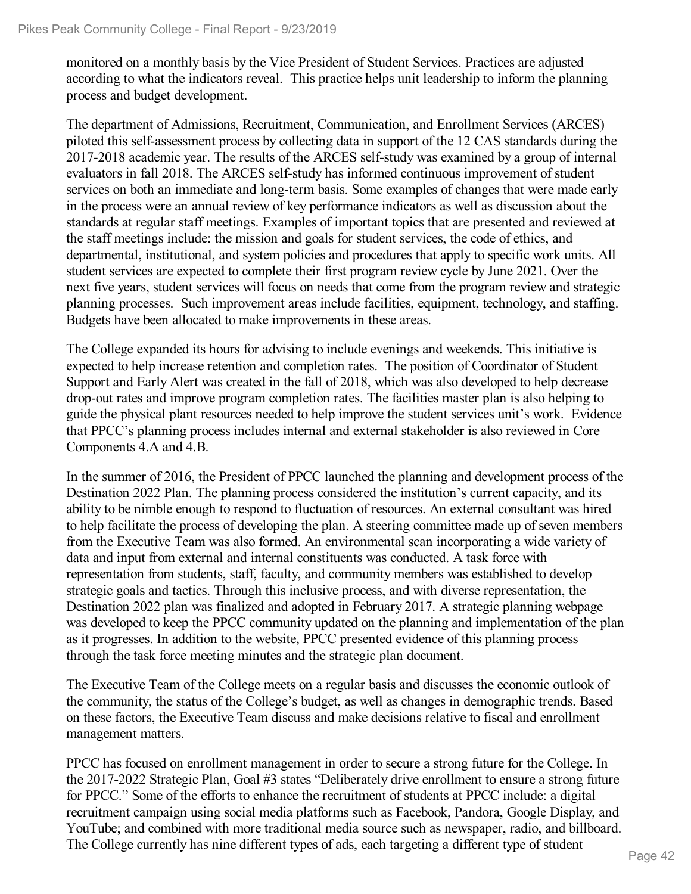monitored on a monthly basis by the Vice President of Student Services. Practices are adjusted according to what the indicators reveal. This practice helps unit leadership to inform the planning process and budget development.

The department of Admissions, Recruitment, Communication, and Enrollment Services (ARCES) piloted this self-assessment process by collecting data in support of the 12 CAS standards during the 2017-2018 academic year. The results of the ARCES self-study was examined by a group of internal evaluators in fall 2018. The ARCES self-study has informed continuous improvement of student services on both an immediate and long-term basis. Some examples of changes that were made early in the process were an annual review of key performance indicators as well as discussion about the standards at regular staff meetings. Examples of important topics that are presented and reviewed at the staff meetings include: the mission and goals for student services, the code of ethics, and departmental, institutional, and system policies and procedures that apply to specific work units. All student services are expected to complete their first program review cycle by June 2021. Over the next five years, student services will focus on needs that come from the program review and strategic planning processes. Such improvement areas include facilities, equipment, technology, and staffing. Budgets have been allocated to make improvements in these areas.

The College expanded its hours for advising to include evenings and weekends. This initiative is expected to help increase retention and completion rates. The position of Coordinator of Student Support and Early Alert was created in the fall of 2018, which was also developed to help decrease drop-out rates and improve program completion rates. The facilities master plan is also helping to guide the physical plant resources needed to help improve the student services unit's work. Evidence that PPCC's planning process includes internal and external stakeholder is also reviewed in Core Components 4.A and 4.B.

In the summer of 2016, the President of PPCC launched the planning and development process of the Destination 2022 Plan. The planning process considered the institution's current capacity, and its ability to be nimble enough to respond to fluctuation of resources. An external consultant was hired to help facilitate the process of developing the plan. A steering committee made up of seven members from the Executive Team was also formed. An environmental scan incorporating a wide variety of data and input from external and internal constituents was conducted. A task force with representation from students, staff, faculty, and community members was established to develop strategic goals and tactics. Through this inclusive process, and with diverse representation, the Destination 2022 plan was finalized and adopted in February 2017. A strategic planning webpage was developed to keep the PPCC community updated on the planning and implementation of the plan as it progresses. In addition to the website, PPCC presented evidence of this planning process through the task force meeting minutes and the strategic plan document.

The Executive Team of the College meets on a regular basis and discusses the economic outlook of the community, the status of the College's budget, as well as changes in demographic trends. Based on these factors, the Executive Team discuss and make decisions relative to fiscal and enrollment management matters.

PPCC has focused on enrollment management in order to secure a strong future for the College. In the 2017-2022 Strategic Plan, Goal #3 states "Deliberately drive enrollment to ensure a strong future for PPCC." Some of the efforts to enhance the recruitment of students at PPCC include: a digital recruitment campaign using social media platforms such as Facebook, Pandora, Google Display, and YouTube; and combined with more traditional media source such as newspaper, radio, and billboard. The College currently has nine different types of ads, each targeting a different type of student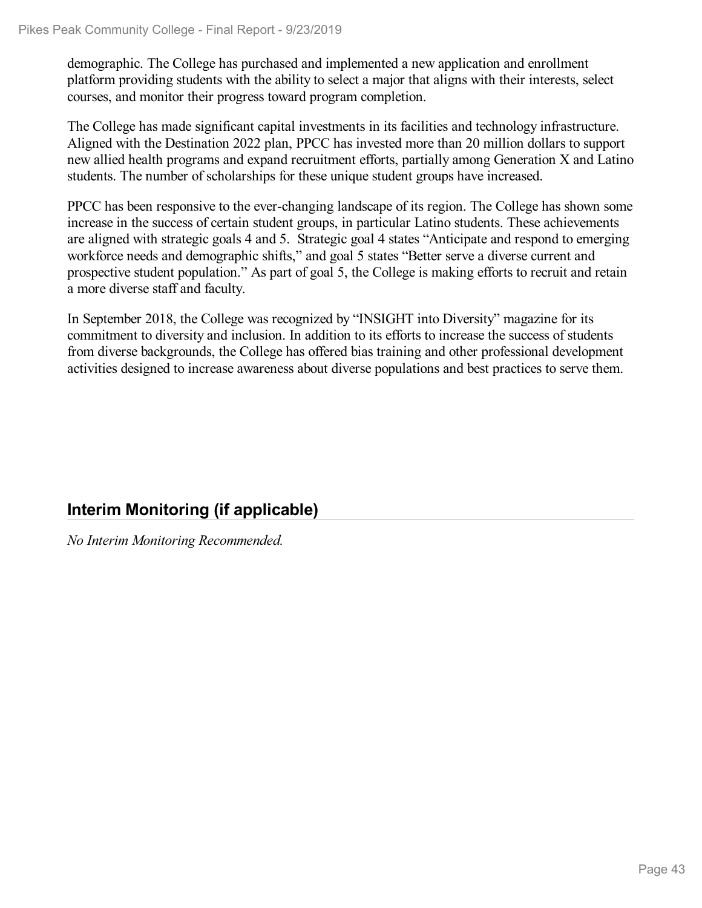demographic. The College has purchased and implemented a new application and enrollment platform providing students with the ability to select a major that aligns with their interests, select courses, and monitor their progress toward program completion.

The College has made significant capital investments in its facilities and technology infrastructure. Aligned with the Destination 2022 plan, PPCC has invested more than 20 million dollars to support new allied health programs and expand recruitment efforts, partially among Generation X and Latino students. The number of scholarships for these unique student groups have increased.

PPCC has been responsive to the ever-changing landscape of its region. The College has shown some increase in the success of certain student groups, in particular Latino students. These achievements are aligned with strategic goals 4 and 5. Strategic goal 4 states "Anticipate and respond to emerging workforce needs and demographic shifts," and goal 5 states "Better serve a diverse current and prospective student population." As part of goal 5, the College is making efforts to recruit and retain a more diverse staff and faculty.

In September 2018, the College was recognized by "INSIGHT into Diversity" magazine for its commitment to diversity and inclusion. In addition to its efforts to increase the success of students from diverse backgrounds, the College has offered bias training and other professional development activities designed to increase awareness about diverse populations and best practices to serve them.

## Interim Monitoring (if applicable)

*No Interim Monitoring Recommended.*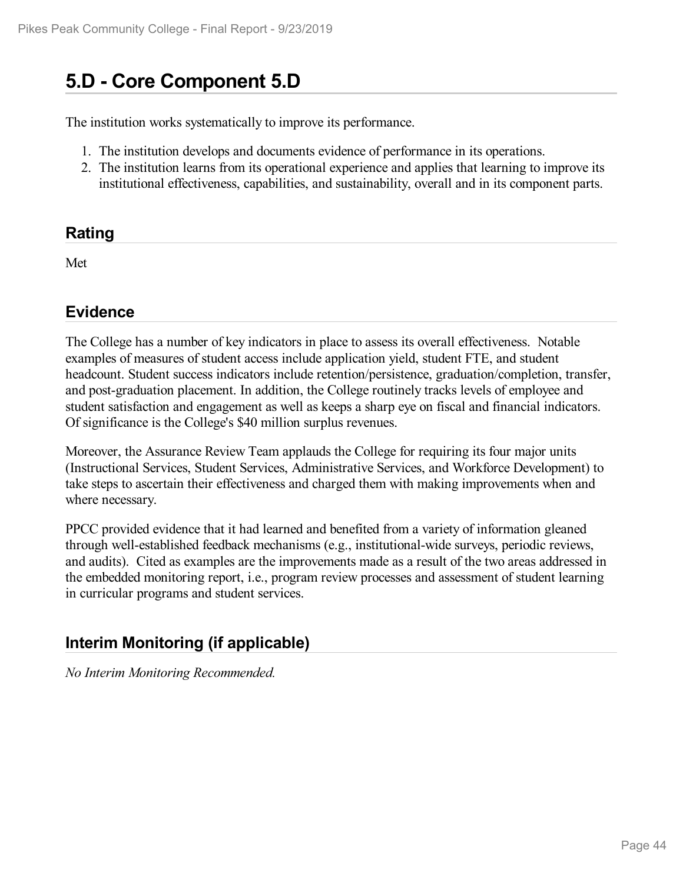## 5.D - Core Component 5.D

The institution works systematically to improve its performance.

1. The institution develops and documents evidence of performance in its operations.
2. The institution learns from its operational experience and applies that learning to improve its institutional effectiveness, capabilities, and sustainability, overall and in its component parts.

### Rating

Met

### Evidence

The College has a number of key indicators in place to assess its overall effectiveness. Notable examples of measures of student access include application yield, student FTE, and student headcount. Student success indicators include retention/persistence, graduation/completion, transfer, and post-graduation placement. In addition, the College routinely tracks levels of employee and student satisfaction and engagement as well as keeps a sharp eye on fiscal and financial indicators. Of significance is the College's $40 million surplus revenues.

Moreover, the Assurance Review Team applauds the College for requiring its four major units (Instructional Services, Student Services, Administrative Services, and Workforce Development) to take steps to ascertain their effectiveness and charged them with making improvements when and where necessary.

PPCC provided evidence that it had learned and benefited from a variety of information gleaned through well-established feedback mechanisms (e.g., institutional-wide surveys, periodic reviews, and audits). Cited as examples are the improvements made as a result of the two areas addressed in the embedded monitoring report, i.e., program review processes and assessment of student learning in curricular programs and student services.

### Interim Monitoring (if applicable)

*No Interim Monitoring Recommended.*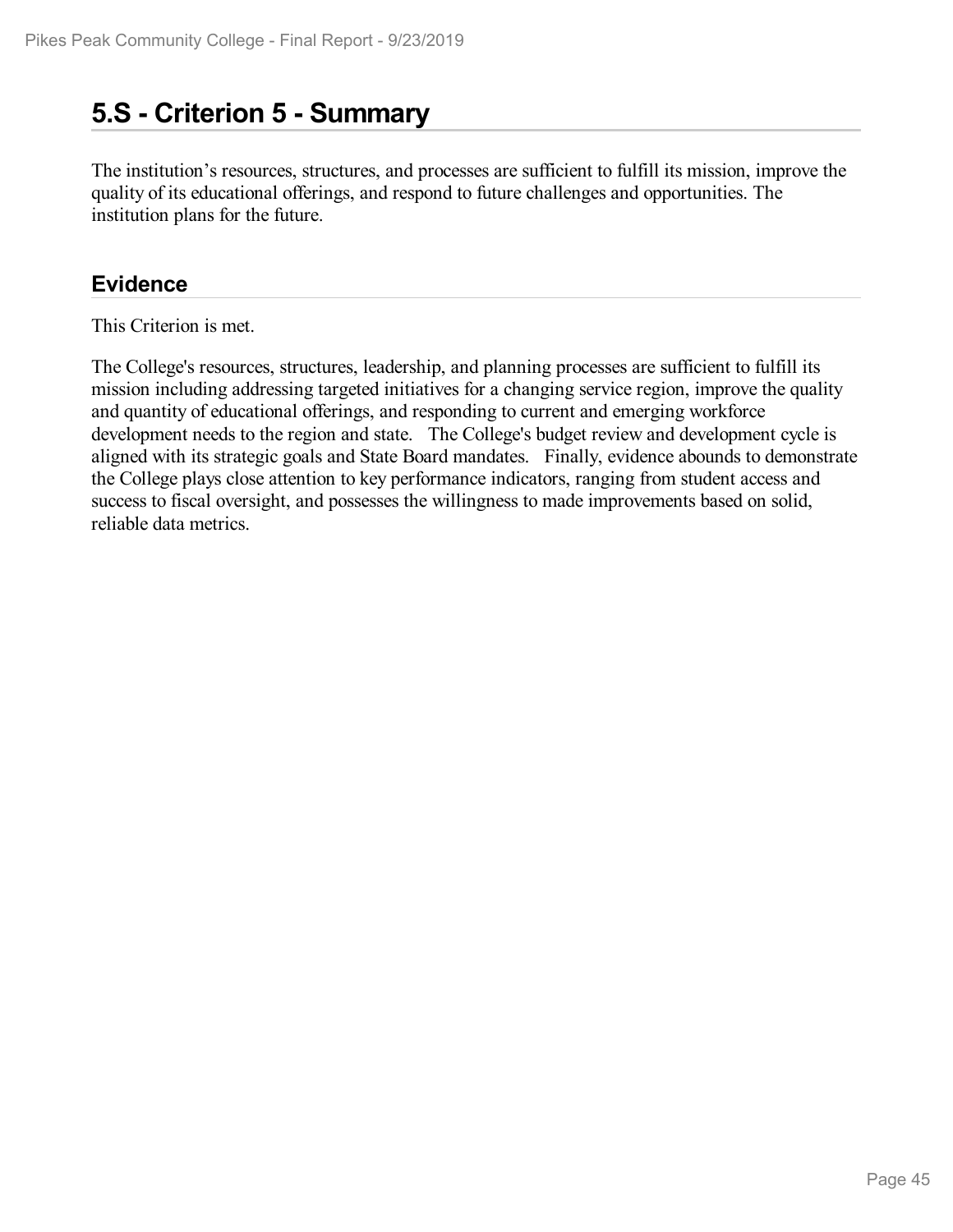# 5.S - Criterion 5 - Summary

The institution's resources, structures, and processes are sufficient to fulfill its mission, improve the quality of its educational offerings, and respond to future challenges and opportunities. The institution plans for the future.

## Evidence

This Criterion is met.

The College's resources, structures, leadership, and planning processes are sufficient to fulfill its mission including addressing targeted initiatives for a changing service region, improve the quality and quantity of educational offerings, and responding to current and emerging workforce development needs to the region and state. The College's budget review and development cycle is aligned with its strategic goals and State Board mandates. Finally, evidence abounds to demonstrate the College plays close attention to key performance indicators, ranging from student access and success to fiscal oversight, and possesses the willingness to made improvements based on solid, reliable data metrics.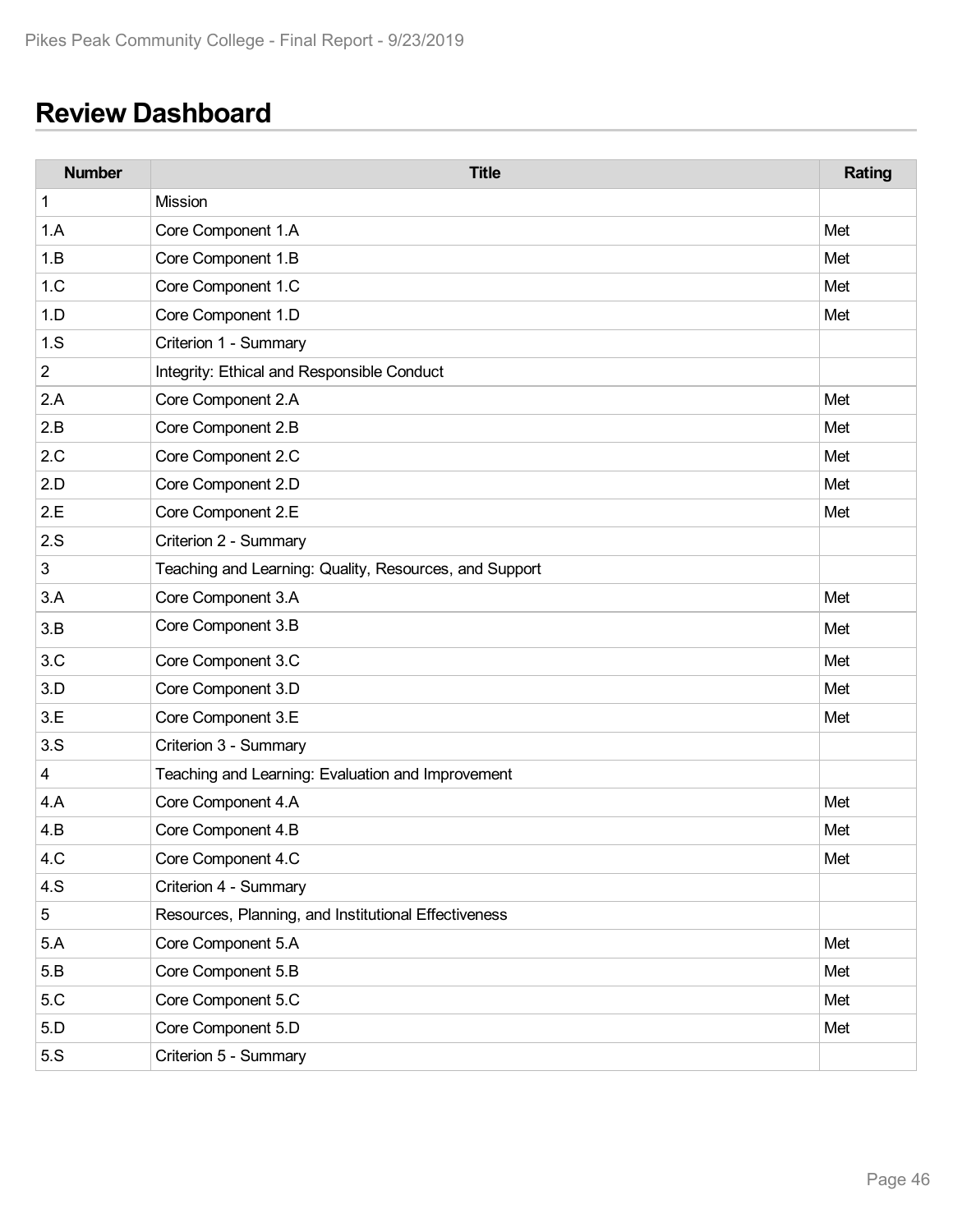## Review Dashboard

| Number | Title | Rating |
|---|---|---|
| 1 | Mission | |
| 1.A | Core Component 1.A | Met |
| 1.B | Core Component 1.B | Met |
| 1.C | Core Component 1.C | Met |
| 1.D | Core Component 1.D | Met |
| 1.S | Criterion 1 - Summary | |
| 2 | Integrity: Ethical and Responsible Conduct | |
| 2.A | Core Component 2.A | Met |
| 2.B | Core Component 2.B | Met |
| 2.C | Core Component 2.C | Met |
| 2.D | Core Component 2.D | Met |
| 2.E | Core Component 2.E | Met |
| 2.S | Criterion 2 - Summary | |
| 3 | Teaching and Learning: Quality, Resources, and Support | |
| 3.A | Core Component 3.A | Met |
| 3.B | Core Component 3.B | Met |
| 3.C | Core Component 3.C | Met |
| 3.D | Core Component 3.D | Met |
| 3.E | Core Component 3.E | Met |
| 3.S | Criterion 3 - Summary | |
| 4 | Teaching and Learning: Evaluation and Improvement | |
| 4.A | Core Component 4.A | Met |
| 4.B | Core Component 4.B | Met |
| 4.C | Core Component 4.C | Met |
| 4.S | Criterion 4 - Summary | |
| 5 | Resources, Planning, and Institutional Effectiveness | |
| 5.A | Core Component 5.A | Met |
| 5.B | Core Component 5.B | Met |
| 5.C | Core Component 5.C | Met |
| 5.D | Core Component 5.D | Met |
| 5.S | Criterion 5 - Summary | |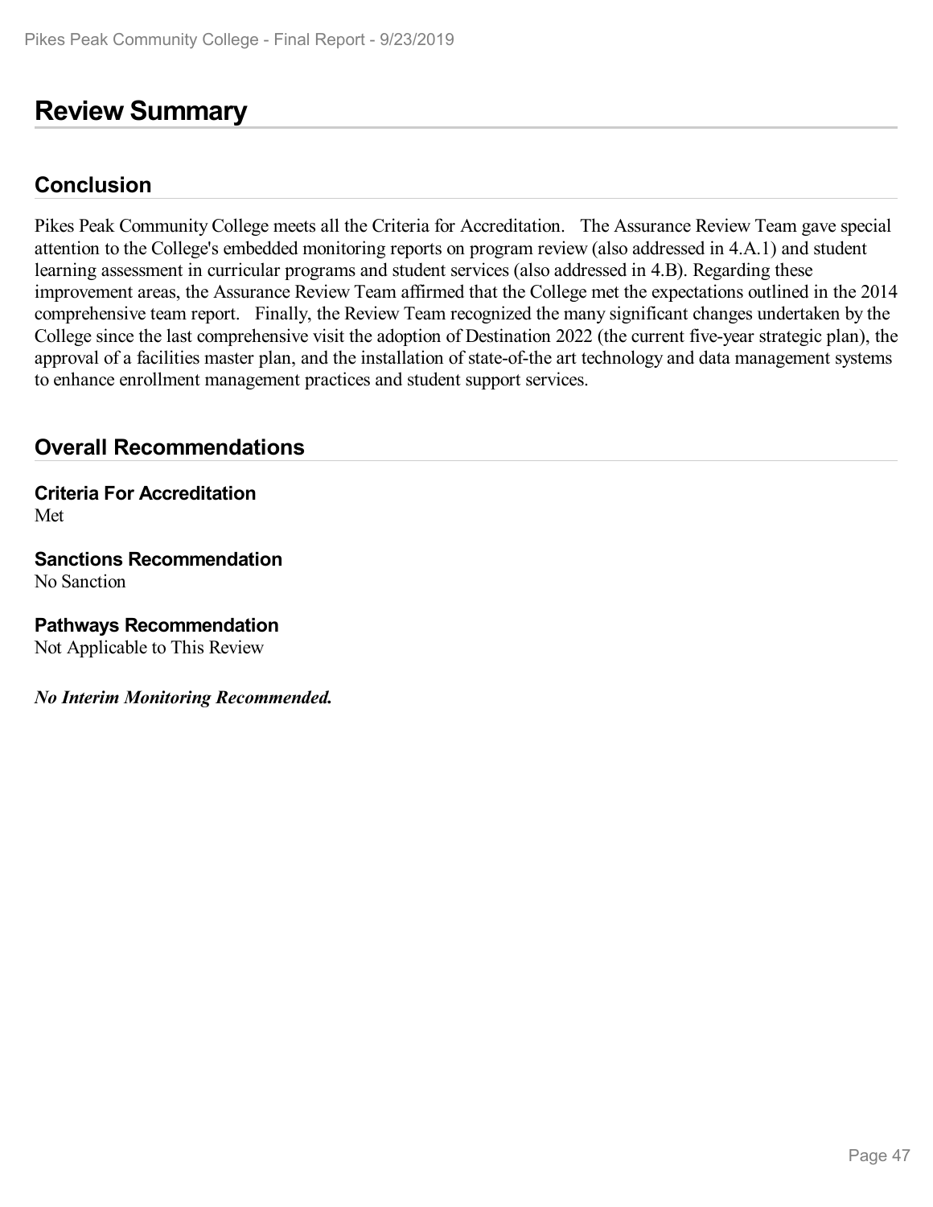# Review Summary

## Conclusion

Pikes Peak Community College meets all the Criteria for Accreditation.   The Assurance Review Team gave special attention to the College's embedded monitoring reports on program review (also addressed in 4.A.1) and student learning assessment in curricular programs and student services (also addressed in 4.B). Regarding these improvement areas, the Assurance Review Team affirmed that the College met the expectations outlined in the 2014 comprehensive team report.   Finally, the Review Team recognized the many significant changes undertaken by the College since the last comprehensive visit the adoption of Destination 2022 (the current five-year strategic plan), the approval of a facilities master plan, and the installation of state-of-the art technology and data management systems to enhance enrollment management practices and student support services.

## Overall Recommendations

**Criteria For Accreditation**
Met

**Sanctions Recommendation**
No Sanction

**Pathways Recommendation**
Not Applicable to This Review

***No Interim Monitoring Recommended.***